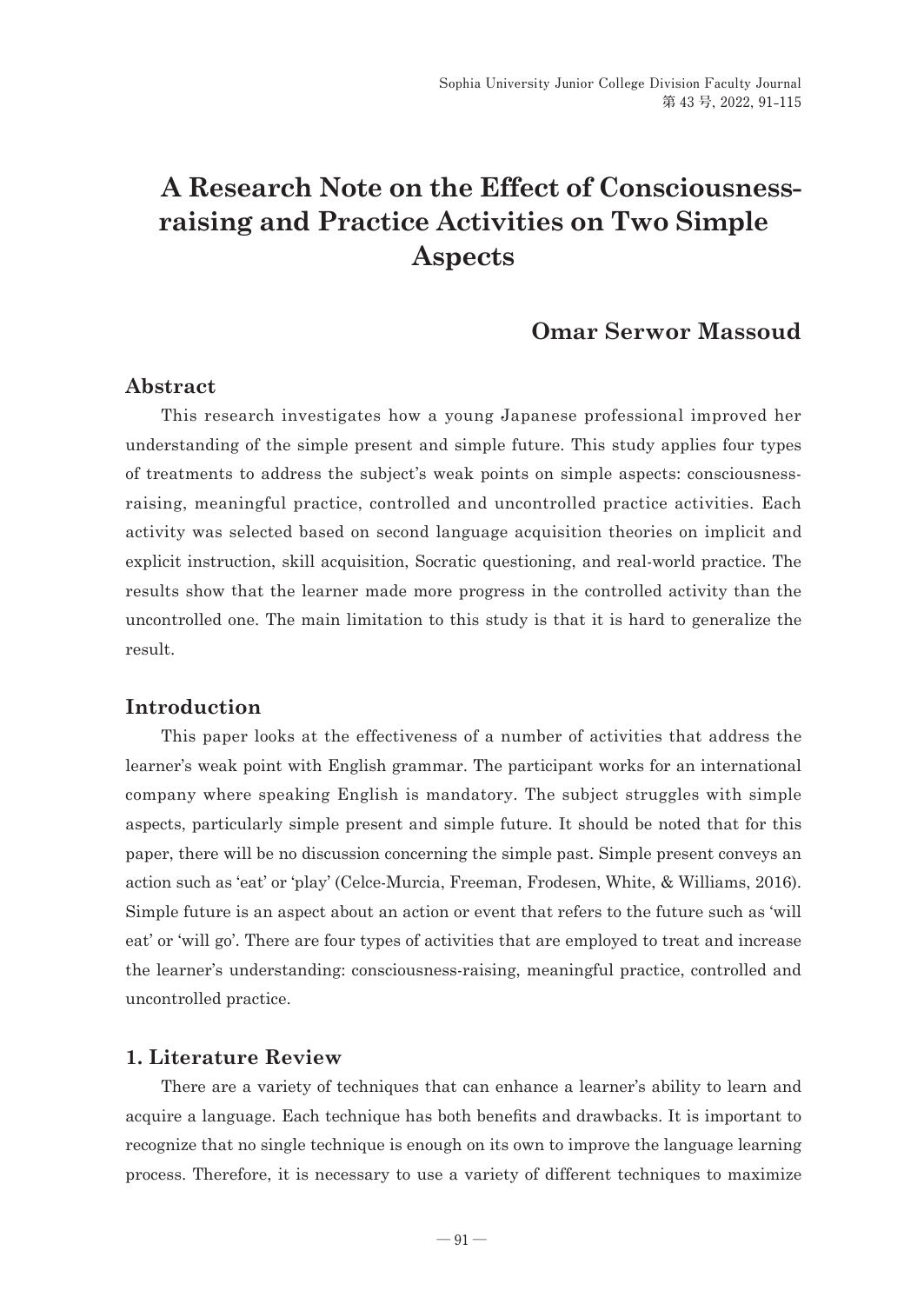# A Research Note on the Effect of Consciousness-raising and Practice Activities on Two Simple Aspects

**Omar Serwor Massoud**

## Abstract

This research investigates how a young Japanese professional improved her understanding of the simple present and simple future. This study applies four types of treatments to address the subject's weak points on simple aspects: consciousness-raising, meaningful practice, controlled and uncontrolled practice activities. Each activity was selected based on second language acquisition theories on implicit and explicit instruction, skill acquisition, Socratic questioning, and real-world practice. The results show that the learner made more progress in the controlled activity than the uncontrolled one. The main limitation to this study is that it is hard to generalize the result.

## Introduction

This paper looks at the effectiveness of a number of activities that address the learner's weak point with English grammar. The participant works for an international company where speaking English is mandatory. The subject struggles with simple aspects, particularly simple present and simple future. It should be noted that for this paper, there will be no discussion concerning the simple past. Simple present conveys an action such as 'eat' or 'play' (Celce-Murcia, Freeman, Frodesen, White, & Williams, 2016). Simple future is an aspect about an action or event that refers to the future such as 'will eat' or 'will go'. There are four types of activities that are employed to treat and increase the learner's understanding: consciousness-raising, meaningful practice, controlled and uncontrolled practice.

## 1. Literature Review

There are a variety of techniques that can enhance a learner's ability to learn and acquire a language. Each technique has both benefits and drawbacks. It is important to recognize that no single technique is enough on its own to improve the language learning process. Therefore, it is necessary to use a variety of different techniques to maximize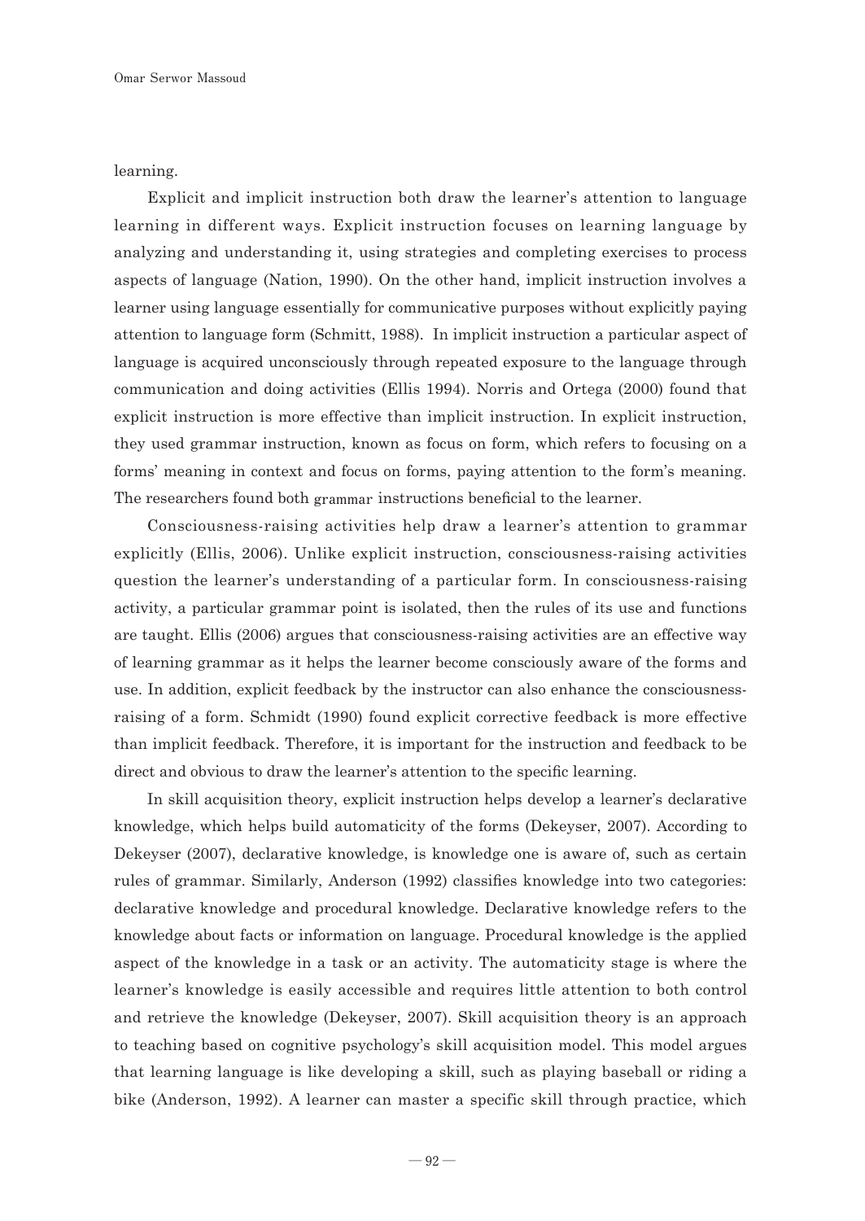learning.

Explicit and implicit instruction both draw the learner's attention to language learning in different ways. Explicit instruction focuses on learning language by analyzing and understanding it, using strategies and completing exercises to process aspects of language (Nation, 1990). On the other hand, implicit instruction involves a learner using language essentially for communicative purposes without explicitly paying attention to language form (Schmitt, 1988). In implicit instruction a particular aspect of language is acquired unconsciously through repeated exposure to the language through communication and doing activities (Ellis 1994). Norris and Ortega (2000) found that explicit instruction is more effective than implicit instruction. In explicit instruction, they used grammar instruction, known as focus on form, which refers to focusing on a forms' meaning in context and focus on forms, paying attention to the form's meaning. The researchers found both grammar instructions beneficial to the learner.

Consciousness-raising activities help draw a learner's attention to grammar explicitly (Ellis, 2006). Unlike explicit instruction, consciousness-raising activities question the learner's understanding of a particular form. In consciousness-raising activity, a particular grammar point is isolated, then the rules of its use and functions are taught. Ellis (2006) argues that consciousness-raising activities are an effective way of learning grammar as it helps the learner become consciously aware of the forms and use. In addition, explicit feedback by the instructor can also enhance the consciousness-raising of a form. Schmidt (1990) found explicit corrective feedback is more effective than implicit feedback. Therefore, it is important for the instruction and feedback to be direct and obvious to draw the learner's attention to the specific learning.

In skill acquisition theory, explicit instruction helps develop a learner's declarative knowledge, which helps build automaticity of the forms (Dekeyser, 2007). According to Dekeyser (2007), declarative knowledge, is knowledge one is aware of, such as certain rules of grammar. Similarly, Anderson (1992) classifies knowledge into two categories: declarative knowledge and procedural knowledge. Declarative knowledge refers to the knowledge about facts or information on language. Procedural knowledge is the applied aspect of the knowledge in a task or an activity. The automaticity stage is where the learner's knowledge is easily accessible and requires little attention to both control and retrieve the knowledge (Dekeyser, 2007). Skill acquisition theory is an approach to teaching based on cognitive psychology's skill acquisition model. This model argues that learning language is like developing a skill, such as playing baseball or riding a bike (Anderson, 1992). A learner can master a specific skill through practice, which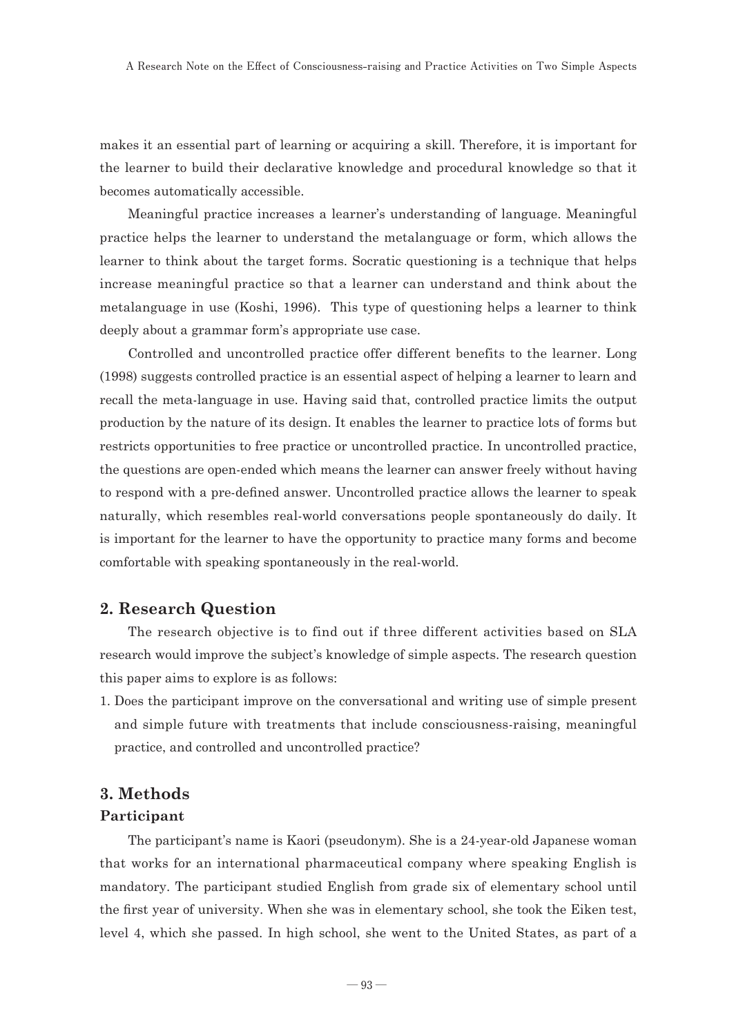makes it an essential part of learning or acquiring a skill. Therefore, it is important for the learner to build their declarative knowledge and procedural knowledge so that it becomes automatically accessible.

Meaningful practice increases a learner's understanding of language. Meaningful practice helps the learner to understand the metalanguage or form, which allows the learner to think about the target forms. Socratic questioning is a technique that helps increase meaningful practice so that a learner can understand and think about the metalanguage in use (Koshi, 1996). This type of questioning helps a learner to think deeply about a grammar form's appropriate use case.

Controlled and uncontrolled practice offer different benefits to the learner. Long (1998) suggests controlled practice is an essential aspect of helping a learner to learn and recall the meta-language in use. Having said that, controlled practice limits the output production by the nature of its design. It enables the learner to practice lots of forms but restricts opportunities to free practice or uncontrolled practice. In uncontrolled practice, the questions are open-ended which means the learner can answer freely without having to respond with a pre-defined answer. Uncontrolled practice allows the learner to speak naturally, which resembles real-world conversations people spontaneously do daily. It is important for the learner to have the opportunity to practice many forms and become comfortable with speaking spontaneously in the real-world.

## 2. Research Question

The research objective is to find out if three different activities based on SLA research would improve the subject's knowledge of simple aspects. The research question this paper aims to explore is as follows:

1. Does the participant improve on the conversational and writing use of simple present and simple future with treatments that include consciousness-raising, meaningful practice, and controlled and uncontrolled practice?

## 3. Methods

### Participant

The participant's name is Kaori (pseudonym). She is a 24-year-old Japanese woman that works for an international pharmaceutical company where speaking English is mandatory. The participant studied English from grade six of elementary school until the first year of university. When she was in elementary school, she took the Eiken test, level 4, which she passed. In high school, she went to the United States, as part of a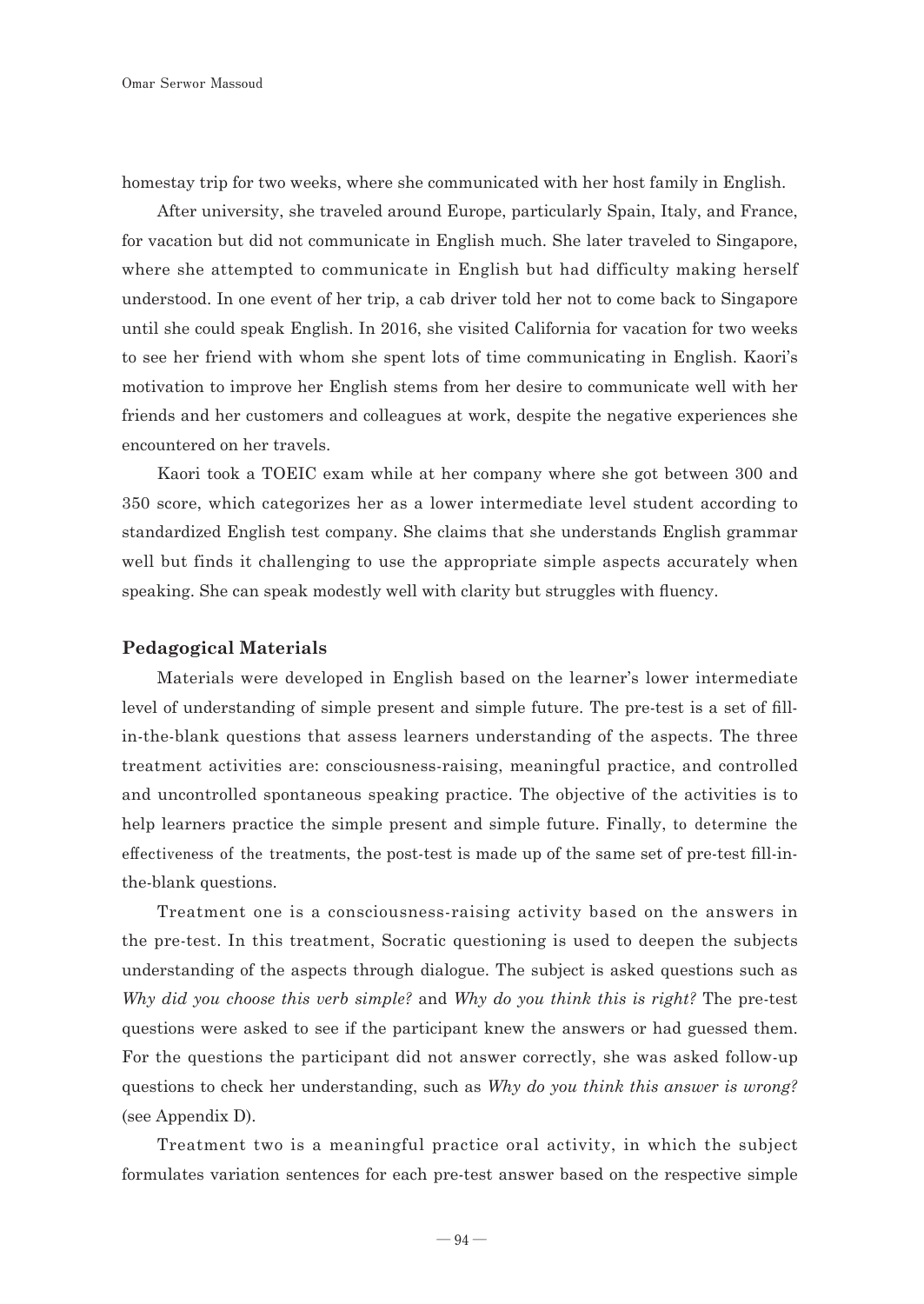homestay trip for two weeks, where she communicated with her host family in English.

After university, she traveled around Europe, particularly Spain, Italy, and France, for vacation but did not communicate in English much. She later traveled to Singapore, where she attempted to communicate in English but had difficulty making herself understood. In one event of her trip, a cab driver told her not to come back to Singapore until she could speak English. In 2016, she visited California for vacation for two weeks to see her friend with whom she spent lots of time communicating in English. Kaori's motivation to improve her English stems from her desire to communicate well with her friends and her customers and colleagues at work, despite the negative experiences she encountered on her travels.

Kaori took a TOEIC exam while at her company where she got between 300 and 350 score, which categorizes her as a lower intermediate level student according to standardized English test company. She claims that she understands English grammar well but finds it challenging to use the appropriate simple aspects accurately when speaking. She can speak modestly well with clarity but struggles with fluency.

## Pedagogical Materials

Materials were developed in English based on the learner's lower intermediate level of understanding of simple present and simple future. The pre-test is a set of fill-in-the-blank questions that assess learners understanding of the aspects. The three treatment activities are: consciousness-raising, meaningful practice, and controlled and uncontrolled spontaneous speaking practice. The objective of the activities is to help learners practice the simple present and simple future. Finally, to determine the effectiveness of the treatments, the post-test is made up of the same set of pre-test fill-in-the-blank questions.

Treatment one is a consciousness-raising activity based on the answers in the pre-test. In this treatment, Socratic questioning is used to deepen the subjects understanding of the aspects through dialogue. The subject is asked questions such as *Why did you choose this verb simple?* and *Why do you think this is right?* The pre-test questions were asked to see if the participant knew the answers or had guessed them. For the questions the participant did not answer correctly, she was asked follow-up questions to check her understanding, such as *Why do you think this answer is wrong?* (see Appendix D).

Treatment two is a meaningful practice oral activity, in which the subject formulates variation sentences for each pre-test answer based on the respective simple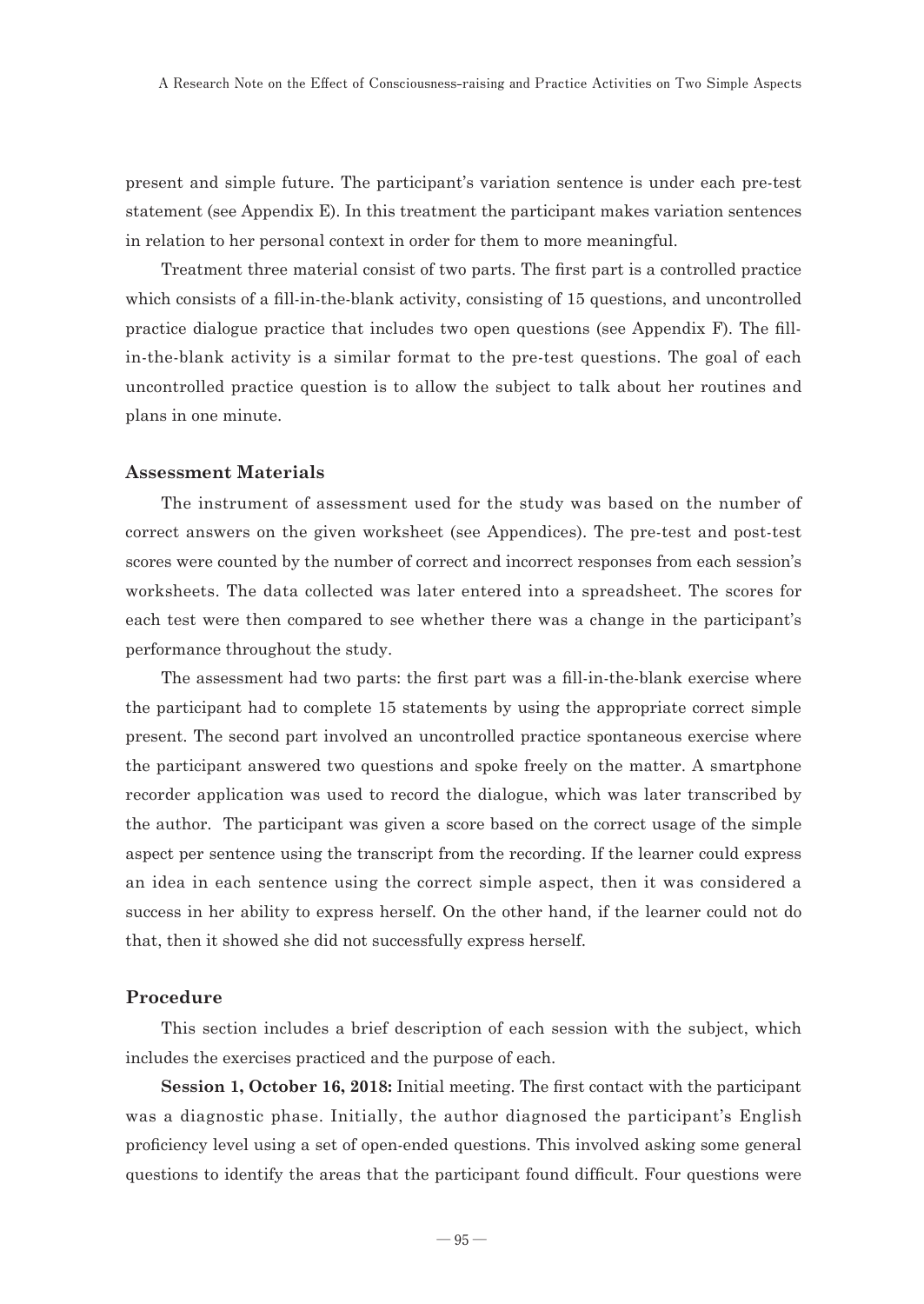present and simple future. The participant's variation sentence is under each pre-test statement (see Appendix E). In this treatment the participant makes variation sentences in relation to her personal context in order for them to more meaningful.

Treatment three material consist of two parts. The first part is a controlled practice which consists of a fill-in-the-blank activity, consisting of 15 questions, and uncontrolled practice dialogue practice that includes two open questions (see Appendix F). The fill-in-the-blank activity is a similar format to the pre-test questions. The goal of each uncontrolled practice question is to allow the subject to talk about her routines and plans in one minute.

### Assessment Materials

The instrument of assessment used for the study was based on the number of correct answers on the given worksheet (see Appendices). The pre-test and post-test scores were counted by the number of correct and incorrect responses from each session's worksheets. The data collected was later entered into a spreadsheet. The scores for each test were then compared to see whether there was a change in the participant's performance throughout the study.

The assessment had two parts: the first part was a fill-in-the-blank exercise where the participant had to complete 15 statements by using the appropriate correct simple present. The second part involved an uncontrolled practice spontaneous exercise where the participant answered two questions and spoke freely on the matter. A smartphone recorder application was used to record the dialogue, which was later transcribed by the author. The participant was given a score based on the correct usage of the simple aspect per sentence using the transcript from the recording. If the learner could express an idea in each sentence using the correct simple aspect, then it was considered a success in her ability to express herself. On the other hand, if the learner could not do that, then it showed she did not successfully express herself.

### Procedure

This section includes a brief description of each session with the subject, which includes the exercises practiced and the purpose of each.

**Session 1, October 16, 2018:** Initial meeting. The first contact with the participant was a diagnostic phase. Initially, the author diagnosed the participant's English proficiency level using a set of open-ended questions. This involved asking some general questions to identify the areas that the participant found difficult. Four questions were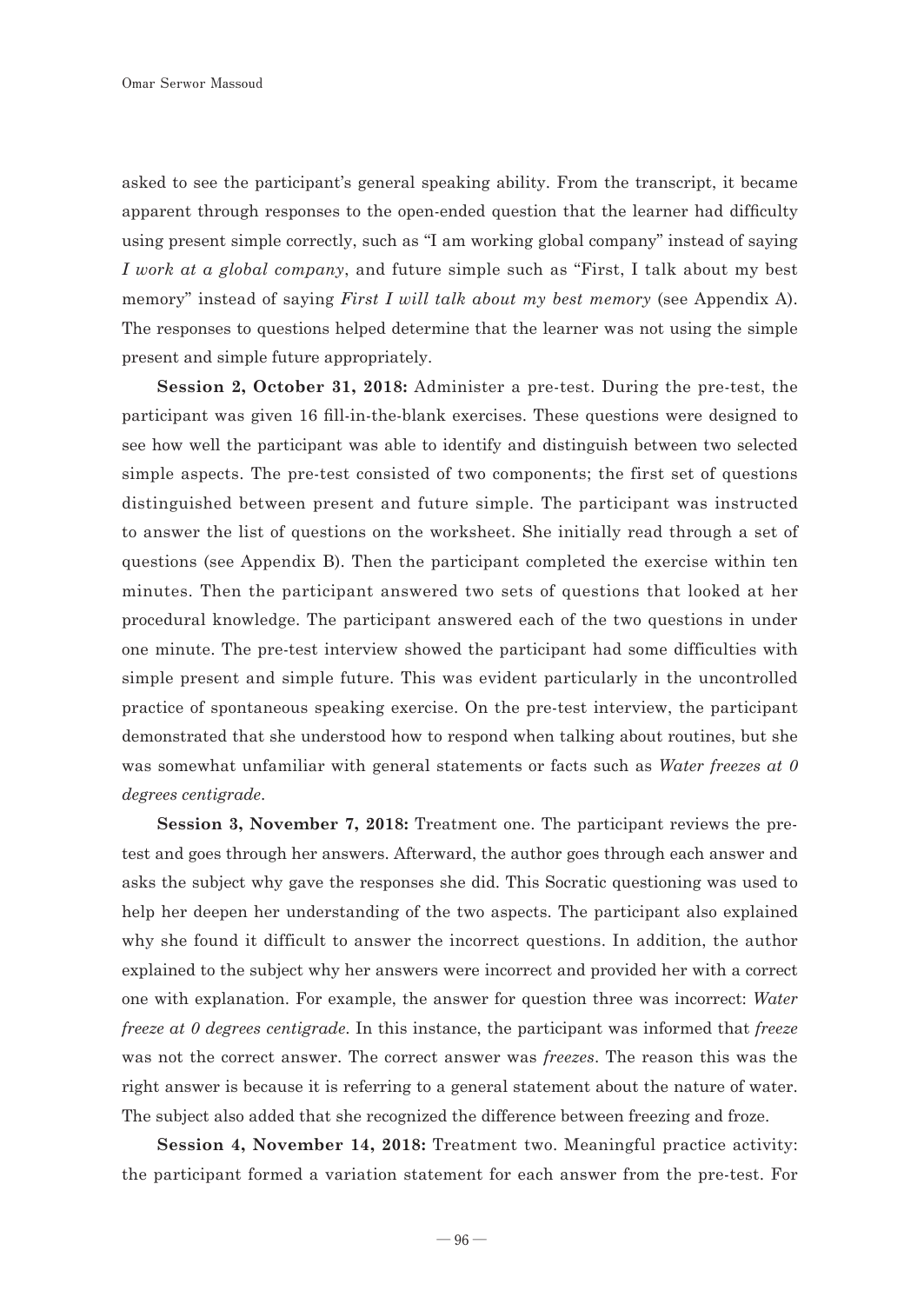asked to see the participant's general speaking ability. From the transcript, it became apparent through responses to the open-ended question that the learner had difficulty using present simple correctly, such as "I am working global company" instead of saying *I work at a global company*, and future simple such as "First, I talk about my best memory" instead of saying *First I will talk about my best memory* (see Appendix A). The responses to questions helped determine that the learner was not using the simple present and simple future appropriately.

**Session 2, October 31, 2018:** Administer a pre-test. During the pre-test, the participant was given 16 fill-in-the-blank exercises. These questions were designed to see how well the participant was able to identify and distinguish between two selected simple aspects. The pre-test consisted of two components; the first set of questions distinguished between present and future simple. The participant was instructed to answer the list of questions on the worksheet. She initially read through a set of questions (see Appendix B). Then the participant completed the exercise within ten minutes. Then the participant answered two sets of questions that looked at her procedural knowledge. The participant answered each of the two questions in under one minute. The pre-test interview showed the participant had some difficulties with simple present and simple future. This was evident particularly in the uncontrolled practice of spontaneous speaking exercise. On the pre-test interview, the participant demonstrated that she understood how to respond when talking about routines, but she was somewhat unfamiliar with general statements or facts such as *Water freezes at 0 degrees centigrade*.

**Session 3, November 7, 2018:** Treatment one. The participant reviews the pre-test and goes through her answers. Afterward, the author goes through each answer and asks the subject why gave the responses she did. This Socratic questioning was used to help her deepen her understanding of the two aspects. The participant also explained why she found it difficult to answer the incorrect questions. In addition, the author explained to the subject why her answers were incorrect and provided her with a correct one with explanation. For example, the answer for question three was incorrect: *Water freeze at 0 degrees centigrade*. In this instance, the participant was informed that *freeze* was not the correct answer. The correct answer was *freezes*. The reason this was the right answer is because it is referring to a general statement about the nature of water. The subject also added that she recognized the difference between freezing and froze.

**Session 4, November 14, 2018:** Treatment two. Meaningful practice activity: the participant formed a variation statement for each answer from the pre-test. For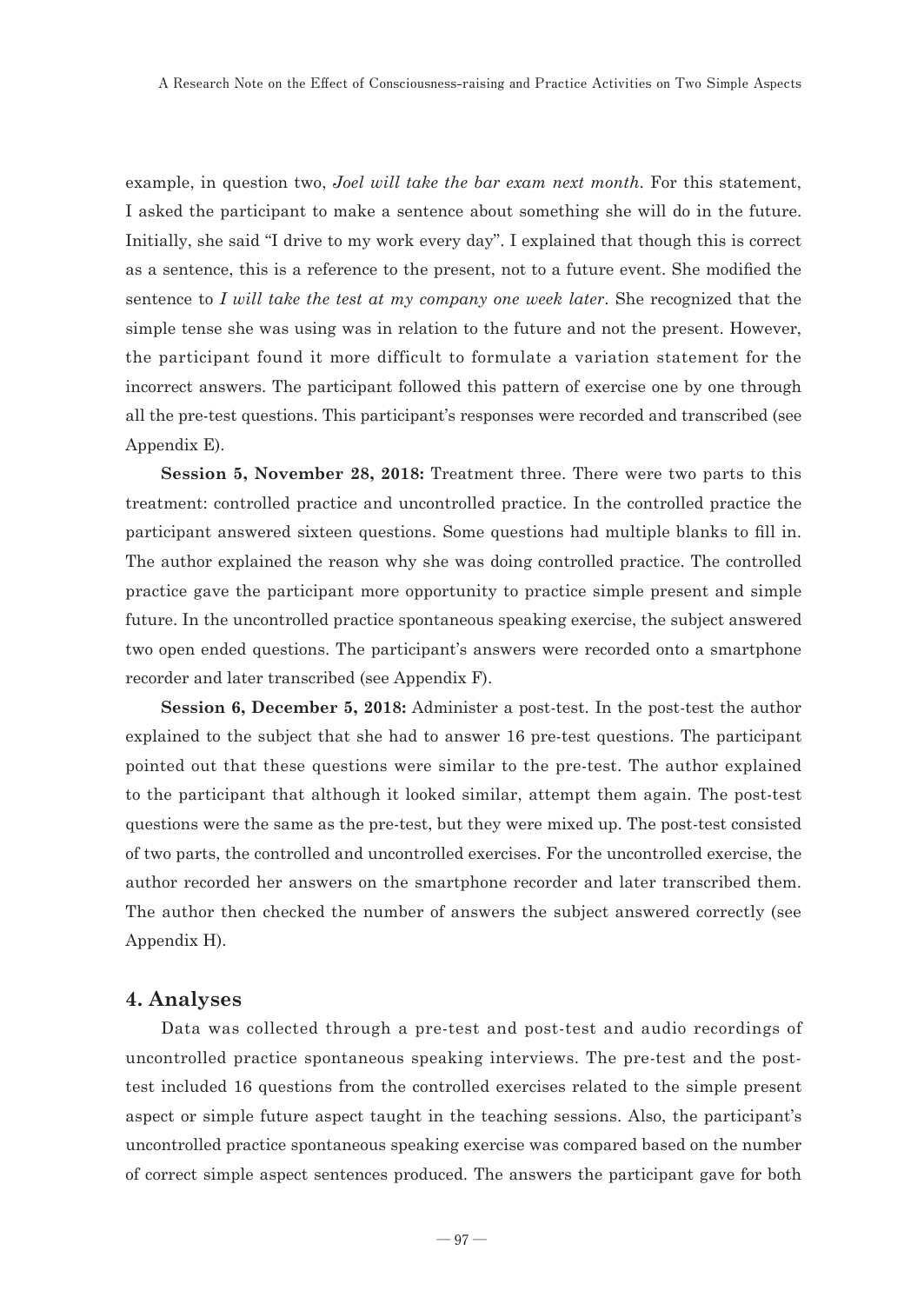example, in question two, *Joel will take the bar exam next month*. For this statement, I asked the participant to make a sentence about something she will do in the future. Initially, she said "I drive to my work every day". I explained that though this is correct as a sentence, this is a reference to the present, not to a future event. She modified the sentence to *I will take the test at my company one week later*. She recognized that the simple tense she was using was in relation to the future and not the present. However, the participant found it more difficult to formulate a variation statement for the incorrect answers. The participant followed this pattern of exercise one by one through all the pre-test questions. This participant's responses were recorded and transcribed (see Appendix E).

**Session 5, November 28, 2018:** Treatment three. There were two parts to this treatment: controlled practice and uncontrolled practice. In the controlled practice the participant answered sixteen questions. Some questions had multiple blanks to fill in. The author explained the reason why she was doing controlled practice. The controlled practice gave the participant more opportunity to practice simple present and simple future. In the uncontrolled practice spontaneous speaking exercise, the subject answered two open ended questions. The participant's answers were recorded onto a smartphone recorder and later transcribed (see Appendix F).

**Session 6, December 5, 2018:** Administer a post-test. In the post-test the author explained to the subject that she had to answer 16 pre-test questions. The participant pointed out that these questions were similar to the pre-test. The author explained to the participant that although it looked similar, attempt them again. The post-test questions were the same as the pre-test, but they were mixed up. The post-test consisted of two parts, the controlled and uncontrolled exercises. For the uncontrolled exercise, the author recorded her answers on the smartphone recorder and later transcribed them. The author then checked the number of answers the subject answered correctly (see Appendix H).

## 4. Analyses

Data was collected through a pre-test and post-test and audio recordings of uncontrolled practice spontaneous speaking interviews. The pre-test and the post-test included 16 questions from the controlled exercises related to the simple present aspect or simple future aspect taught in the teaching sessions. Also, the participant's uncontrolled practice spontaneous speaking exercise was compared based on the number of correct simple aspect sentences produced. The answers the participant gave for both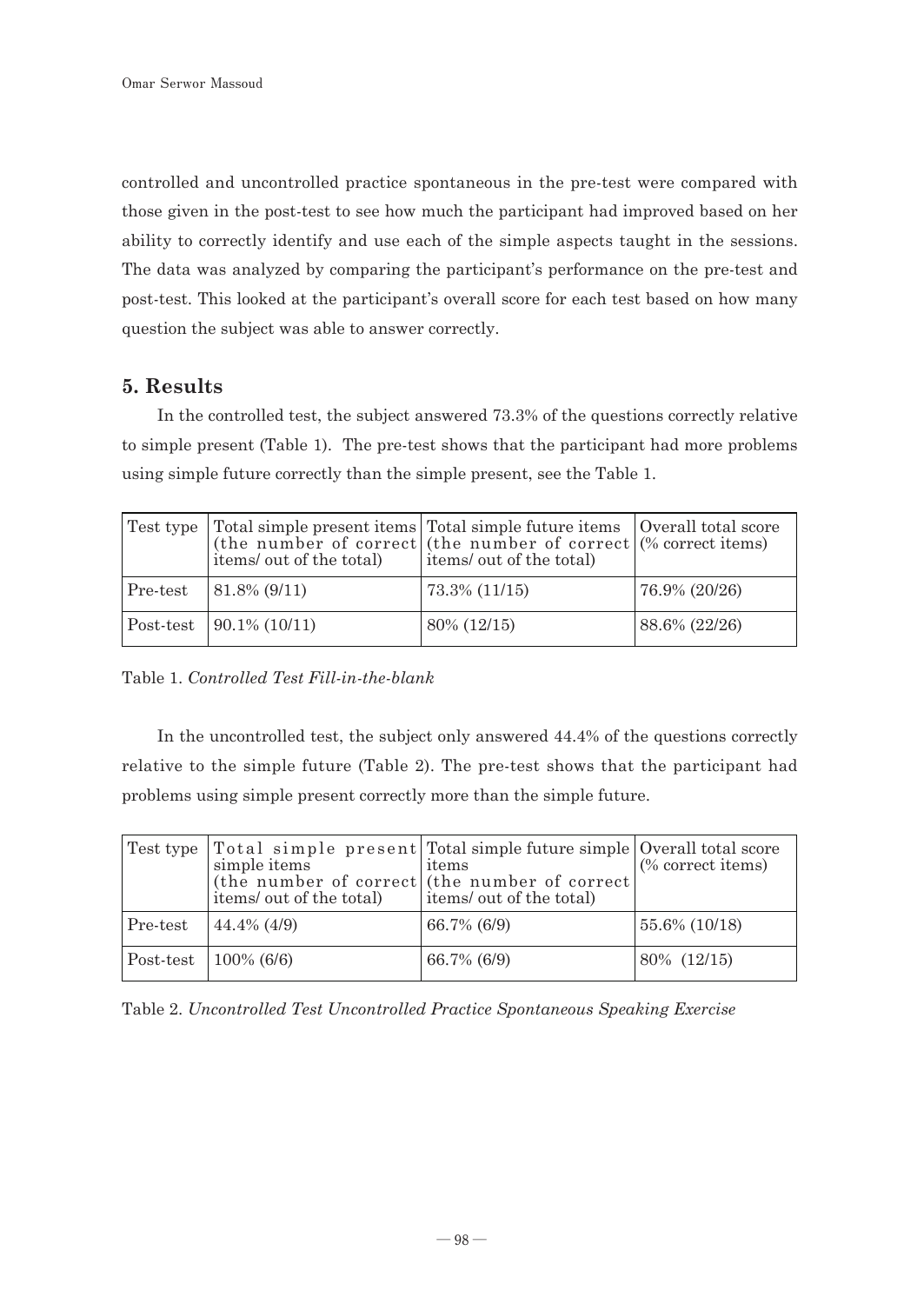controlled and uncontrolled practice spontaneous in the pre-test were compared with those given in the post-test to see how much the participant had improved based on her ability to correctly identify and use each of the simple aspects taught in the sessions. The data was analyzed by comparing the participant's performance on the pre-test and post-test. This looked at the participant's overall score for each test based on how many question the subject was able to answer correctly.

## 5. Results

In the controlled test, the subject answered 73.3% of the questions correctly relative to simple present (Table 1). The pre-test shows that the participant had more problems using simple future correctly than the simple present, see the Table 1.

| Test type | Total simple present items (the number of correct items/ out of the total) | Total simple future items (the number of correct items/ out of the total) | Overall total score (% correct items) |
|---|---|---|---|
| Pre-test | 81.8% (9/11) | 73.3% (11/15) | 76.9% (20/26) |
| Post-test | 90.1% (10/11) | 80% (12/15) | 88.6% (22/26) |

Table 1. *Controlled Test Fill-in-the-blank*

In the uncontrolled test, the subject only answered 44.4% of the questions correctly relative to the simple future (Table 2). The pre-test shows that the participant had problems using simple present correctly more than the simple future.

| Test type | Total simple present simple items (the number of correct items/ out of the total) | Total simple future simple items (the number of correct items/ out of the total) | Overall total score (% correct items) |
|---|---|---|---|
| Pre-test | 44.4% (4/9) | 66.7% (6/9) | 55.6% (10/18) |
| Post-test | 100% (6/6) | 66.7% (6/9) | 80% (12/15) |

Table 2. *Uncontrolled Test Uncontrolled Practice Spontaneous Speaking Exercise*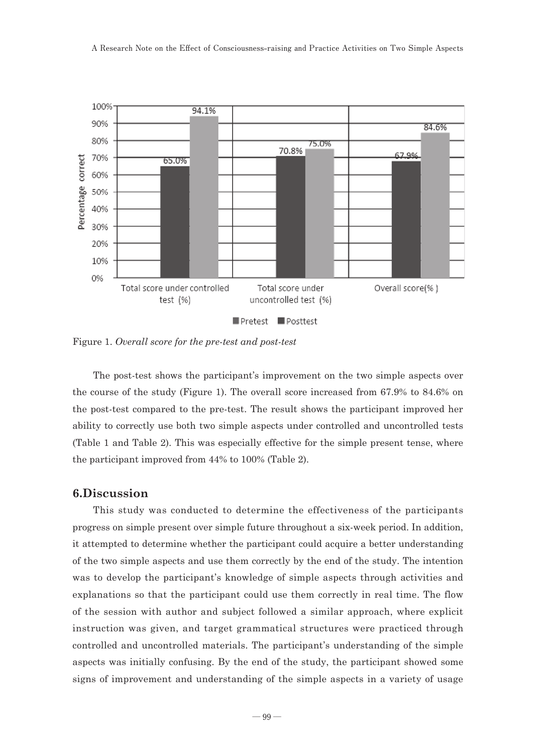Figure 1. *Overall score for the pre-test and post-test*

The post-test shows the participant's improvement on the two simple aspects over the course of the study (Figure 1). The overall score increased from 67.9% to 84.6% on the post-test compared to the pre-test. The result shows the participant improved her ability to correctly use both two simple aspects under controlled and uncontrolled tests (Table 1 and Table 2). This was especially effective for the simple present tense, where the participant improved from 44% to 100% (Table 2).

## 6.Discussion

This study was conducted to determine the effectiveness of the participants progress on simple present over simple future throughout a six-week period. In addition, it attempted to determine whether the participant could acquire a better understanding of the two simple aspects and use them correctly by the end of the study. The intention was to develop the participant's knowledge of simple aspects through activities and explanations so that the participant could use them correctly in real time. The flow of the session with author and subject followed a similar approach, where explicit instruction was given, and target grammatical structures were practiced through controlled and uncontrolled materials. The participant's understanding of the simple aspects was initially confusing. By the end of the study, the participant showed some signs of improvement and understanding of the simple aspects in a variety of usage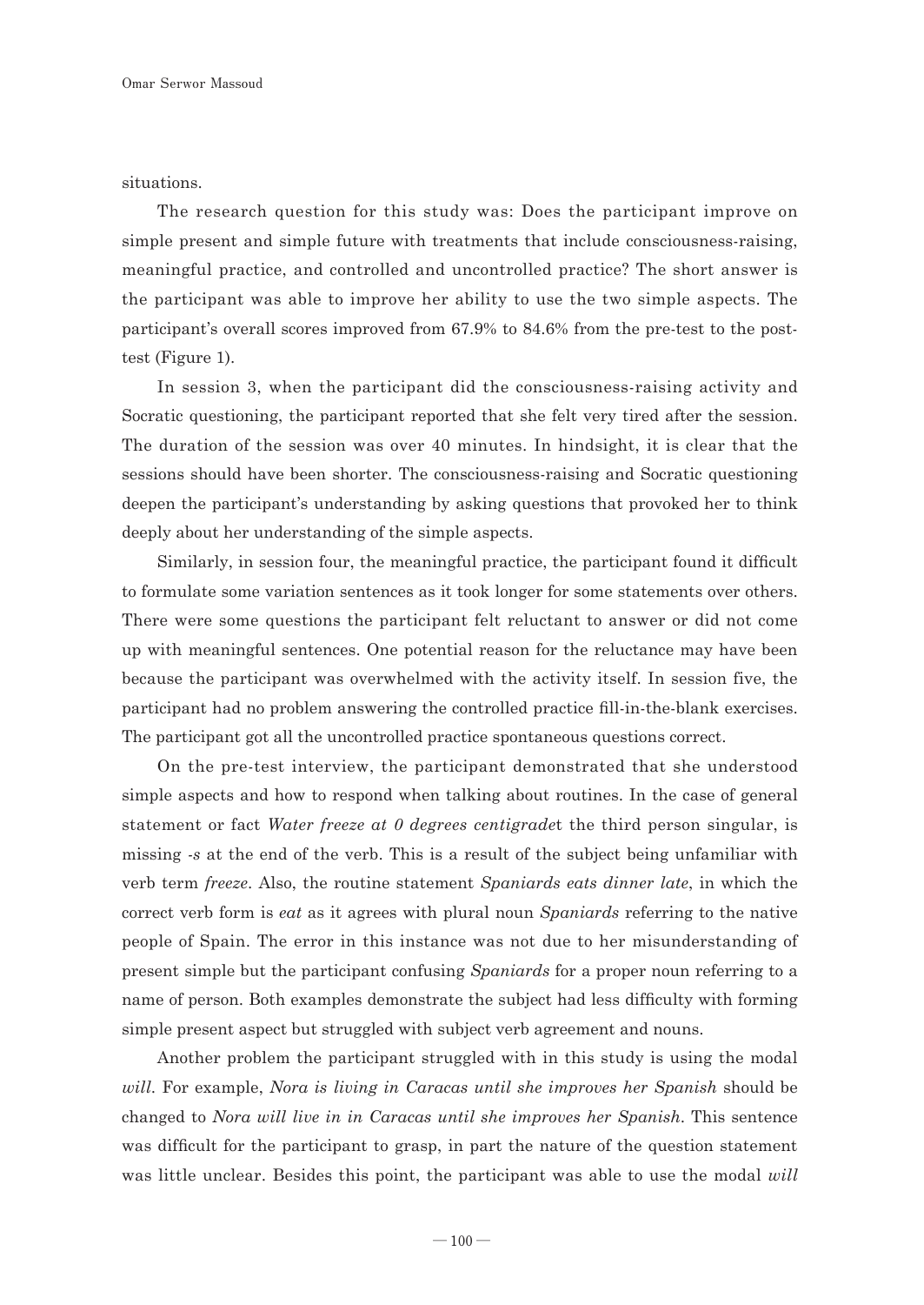situations.

The research question for this study was: Does the participant improve on simple present and simple future with treatments that include consciousness-raising, meaningful practice, and controlled and uncontrolled practice? The short answer is the participant was able to improve her ability to use the two simple aspects. The participant's overall scores improved from 67.9% to 84.6% from the pre-test to the post-test (Figure 1).

In session 3, when the participant did the consciousness-raising activity and Socratic questioning, the participant reported that she felt very tired after the session. The duration of the session was over 40 minutes. In hindsight, it is clear that the sessions should have been shorter. The consciousness-raising and Socratic questioning deepen the participant's understanding by asking questions that provoked her to think deeply about her understanding of the simple aspects.

Similarly, in session four, the meaningful practice, the participant found it difficult to formulate some variation sentences as it took longer for some statements over others. There were some questions the participant felt reluctant to answer or did not come up with meaningful sentences. One potential reason for the reluctance may have been because the participant was overwhelmed with the activity itself. In session five, the participant had no problem answering the controlled practice fill-in-the-blank exercises. The participant got all the uncontrolled practice spontaneous questions correct.

On the pre-test interview, the participant demonstrated that she understood simple aspects and how to respond when talking about routines. In the case of general statement or fact *Water freeze at 0 degrees centigrade*t the third person singular, is missing *-s* at the end of the verb. This is a result of the subject being unfamiliar with verb term *freeze*. Also, the routine statement *Spaniards eats dinner late*, in which the correct verb form is *eat* as it agrees with plural noun *Spaniards* referring to the native people of Spain. The error in this instance was not due to her misunderstanding of present simple but the participant confusing *Spaniards* for a proper noun referring to a name of person. Both examples demonstrate the subject had less difficulty with forming simple present aspect but struggled with subject verb agreement and nouns.

Another problem the participant struggled with in this study is using the modal *will*. For example, *Nora is living in Caracas until she improves her Spanish* should be changed to *Nora will live in in Caracas until she improves her Spanish*. This sentence was difficult for the participant to grasp, in part the nature of the question statement was little unclear. Besides this point, the participant was able to use the modal *will*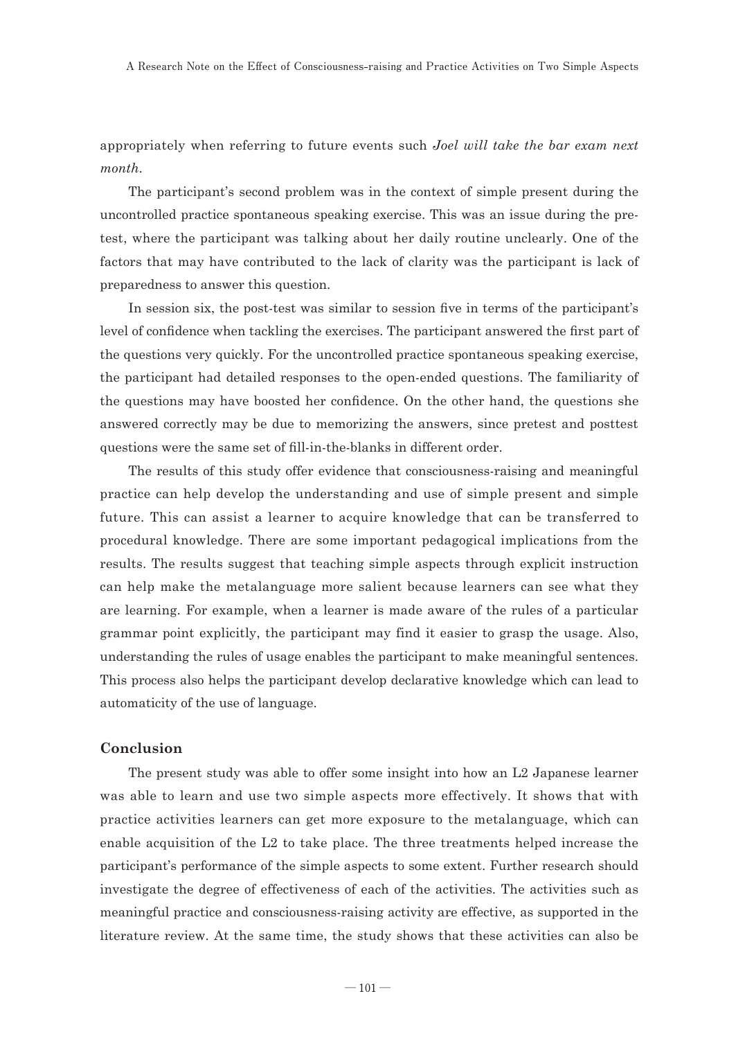appropriately when referring to future events such *Joel will take the bar exam next month.*

The participant's second problem was in the context of simple present during the uncontrolled practice spontaneous speaking exercise. This was an issue during the pre-test, where the participant was talking about her daily routine unclearly. One of the factors that may have contributed to the lack of clarity was the participant is lack of preparedness to answer this question.

In session six, the post-test was similar to session five in terms of the participant's level of confidence when tackling the exercises. The participant answered the first part of the questions very quickly. For the uncontrolled practice spontaneous speaking exercise, the participant had detailed responses to the open-ended questions. The familiarity of the questions may have boosted her confidence. On the other hand, the questions she answered correctly may be due to memorizing the answers, since pretest and posttest questions were the same set of fill-in-the-blanks in different order.

The results of this study offer evidence that consciousness-raising and meaningful practice can help develop the understanding and use of simple present and simple future. This can assist a learner to acquire knowledge that can be transferred to procedural knowledge. There are some important pedagogical implications from the results. The results suggest that teaching simple aspects through explicit instruction can help make the metalanguage more salient because learners can see what they are learning. For example, when a learner is made aware of the rules of a particular grammar point explicitly, the participant may find it easier to grasp the usage. Also, understanding the rules of usage enables the participant to make meaningful sentences. This process also helps the participant develop declarative knowledge which can lead to automaticity of the use of language.

## Conclusion

The present study was able to offer some insight into how an L2 Japanese learner was able to learn and use two simple aspects more effectively. It shows that with practice activities learners can get more exposure to the metalanguage, which can enable acquisition of the L2 to take place. The three treatments helped increase the participant's performance of the simple aspects to some extent. Further research should investigate the degree of effectiveness of each of the activities. The activities such as meaningful practice and consciousness-raising activity are effective, as supported in the literature review. At the same time, the study shows that these activities can also be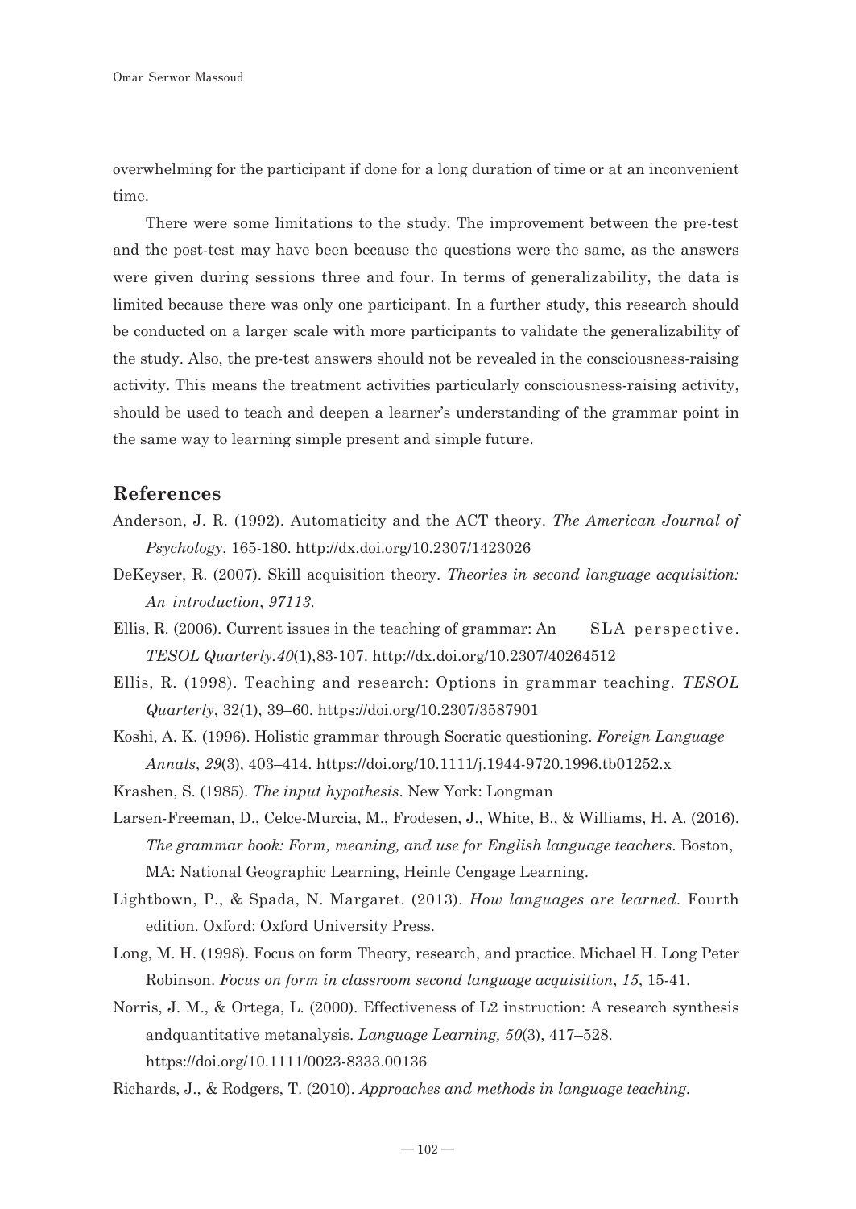overwhelming for the participant if done for a long duration of time or at an inconvenient time.

There were some limitations to the study. The improvement between the pre-test and the post-test may have been because the questions were the same, as the answers were given during sessions three and four. In terms of generalizability, the data is limited because there was only one participant. In a further study, this research should be conducted on a larger scale with more participants to validate the generalizability of the study. Also, the pre-test answers should not be revealed in the consciousness-raising activity. This means the treatment activities particularly consciousness-raising activity, should be used to teach and deepen a learner's understanding of the grammar point in the same way to learning simple present and simple future.

## References

Anderson, J. R. (1992). Automaticity and the ACT theory. *The American Journal of Psychology*, 165-180. http://dx.doi.org/10.2307/1423026

DeKeyser, R. (2007). Skill acquisition theory. *Theories in second language acquisition: An introduction*, *97113*.

Ellis, R. (2006). Current issues in the teaching of grammar: An SLA perspective. *TESOL Quarterly*.*40*(1),83-107. http://dx.doi.org/10.2307/40264512

Ellis, R. (1998). Teaching and research: Options in grammar teaching. *TESOL Quarterly*, 32(1), 39–60. https://doi.org/10.2307/3587901

Koshi, A. K. (1996). Holistic grammar through Socratic questioning. *Foreign Language Annals*, *29*(3), 403–414. https://doi.org/10.1111/j.1944-9720.1996.tb01252.x

Krashen, S. (1985). *The input hypothesis*. New York: Longman

Larsen-Freeman, D., Celce-Murcia, M., Frodesen, J., White, B., & Williams, H. A. (2016). *The grammar book: Form, meaning, and use for English language teachers*. Boston, MA: National Geographic Learning, Heinle Cengage Learning.

Lightbown, P., & Spada, N. Margaret. (2013). *How languages are learned*. Fourth edition. Oxford: Oxford University Press.

Long, M. H. (1998). Focus on form Theory, research, and practice. Michael H. Long Peter Robinson. *Focus on form in classroom second language acquisition*, *15*, 15-41.

Norris, J. M., & Ortega, L. (2000). Effectiveness of L2 instruction: A research synthesis andquantitative metanalysis. *Language Learning, 50*(3), 417–528. https://doi.org/10.1111/0023-8333.00136

Richards, J., & Rodgers, T. (2010). *Approaches and methods in language teaching.*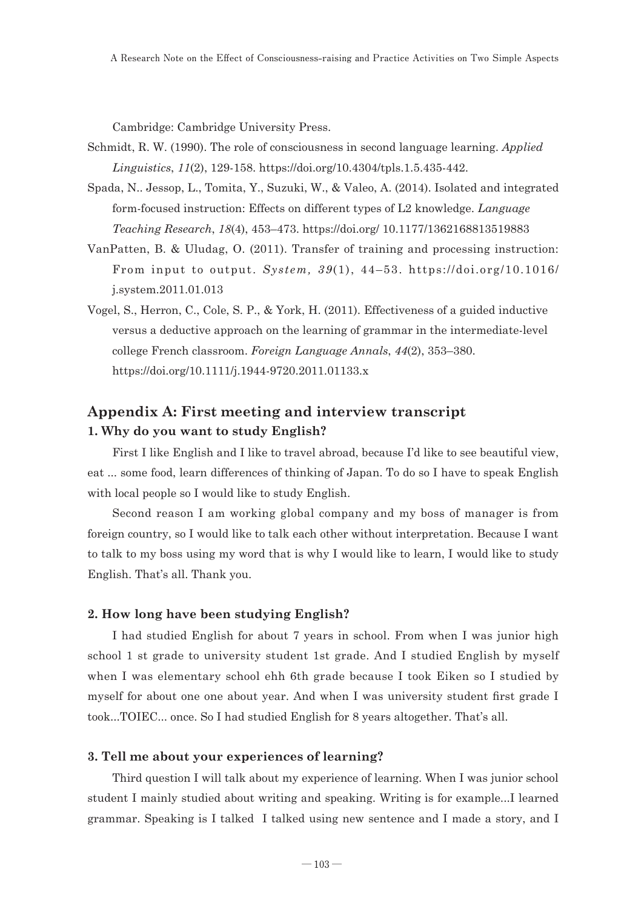Cambridge: Cambridge University Press.

Schmidt, R. W. (1990). The role of consciousness in second language learning. *Applied Linguistics*, *11*(2), 129-158. https://doi.org/10.4304/tpls.1.5.435-442.

Spada, N.. Jessop, L., Tomita, Y., Suzuki, W., & Valeo, A. (2014). Isolated and integrated form-focused instruction: Effects on different types of L2 knowledge. *Language Teaching Research*, *18*(4), 453–473. https://doi.org/ 10.1177/1362168813519883

VanPatten, B. & Uludag, O. (2011). Transfer of training and processing instruction: From input to output. *System, 39*(1), 44–53. https://doi.org/10.1016/j.system.2011.01.013

Vogel, S., Herron, C., Cole, S. P., & York, H. (2011). Effectiveness of a guided inductive versus a deductive approach on the learning of grammar in the intermediate-level college French classroom. *Foreign Language Annals*, *44*(2), 353–380. https://doi.org/10.1111/j.1944-9720.2011.01133.x

## Appendix A: First meeting and interview transcript

### 1. Why do you want to study English?

First I like English and I like to travel abroad, because I'd like to see beautiful view, eat ... some food, learn differences of thinking of Japan. To do so I have to speak English with local people so I would like to study English.

Second reason I am working global company and my boss of manager is from foreign country, so I would like to talk each other without interpretation. Because I want to talk to my boss using my word that is why I would like to learn, I would like to study English. That's all. Thank you.

### 2. How long have been studying English?

I had studied English for about 7 years in school. From when I was junior high school 1 st grade to university student 1st grade. And I studied English by myself when I was elementary school ehh 6th grade because I took Eiken so I studied by myself for about one one about year. And when I was university student first grade I took...TOIEC... once. So I had studied English for 8 years altogether. That's all.

### 3. Tell me about your experiences of learning?

Third question I will talk about my experience of learning. When I was junior school student I mainly studied about writing and speaking. Writing is for example...I learned grammar. Speaking is I talked I talked using new sentence and I made a story, and I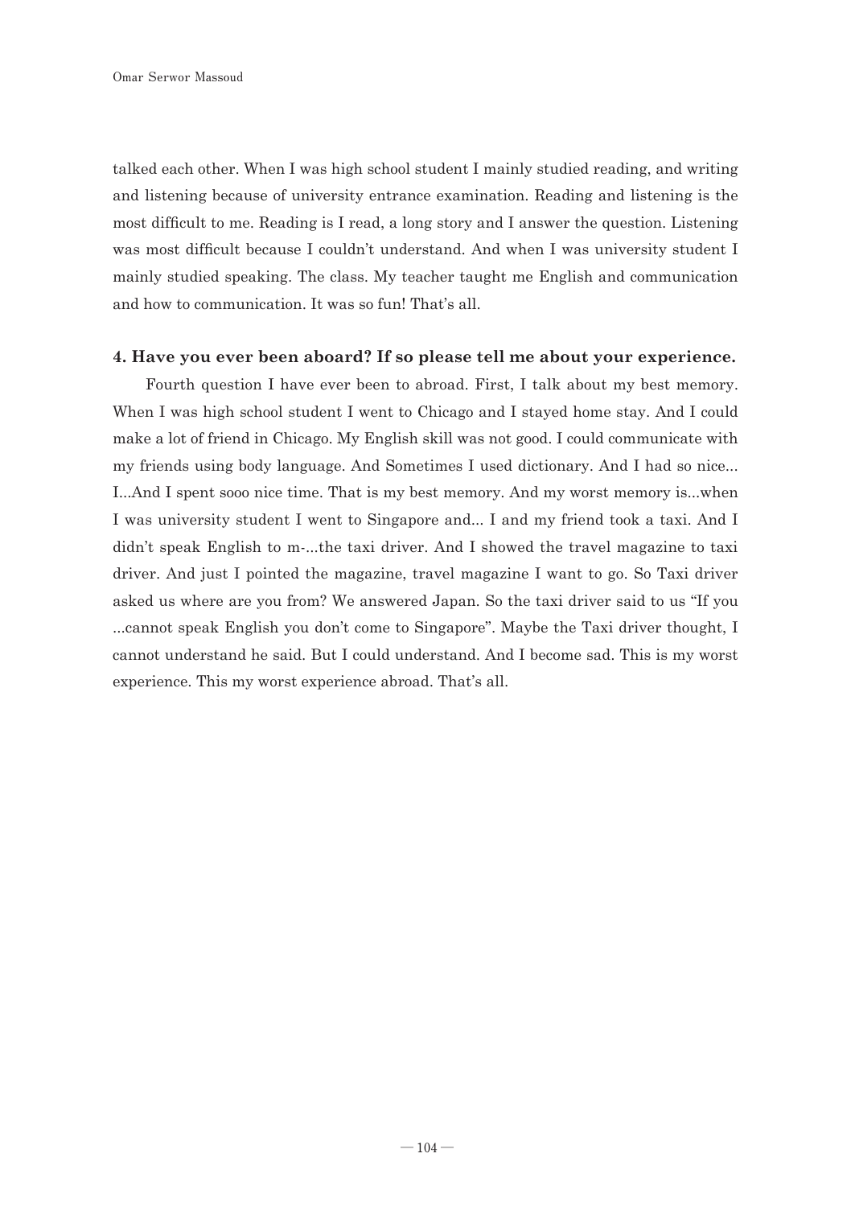talked each other. When I was high school student I mainly studied reading, and writing and listening because of university entrance examination. Reading and listening is the most difficult to me. Reading is I read, a long story and I answer the question. Listening was most difficult because I couldn't understand. And when I was university student I mainly studied speaking. The class. My teacher taught me English and communication and how to communication. It was so fun! That's all.

**4. Have you ever been aboard? If so please tell me about your experience.**

Fourth question I have ever been to abroad. First, I talk about my best memory. When I was high school student I went to Chicago and I stayed home stay. And I could make a lot of friend in Chicago. My English skill was not good. I could communicate with my friends using body language. And Sometimes I used dictionary. And I had so nice... I...And I spent sooo nice time. That is my best memory. And my worst memory is...when I was university student I went to Singapore and... I and my friend took a taxi. And I didn't speak English to m-...the taxi driver. And I showed the travel magazine to taxi driver. And just I pointed the magazine, travel magazine I want to go. So Taxi driver asked us where are you from? We answered Japan. So the taxi driver said to us "If you ...cannot speak English you don't come to Singapore". Maybe the Taxi driver thought, I cannot understand he said. But I could understand. And I become sad. This is my worst experience. This my worst experience abroad. That's all.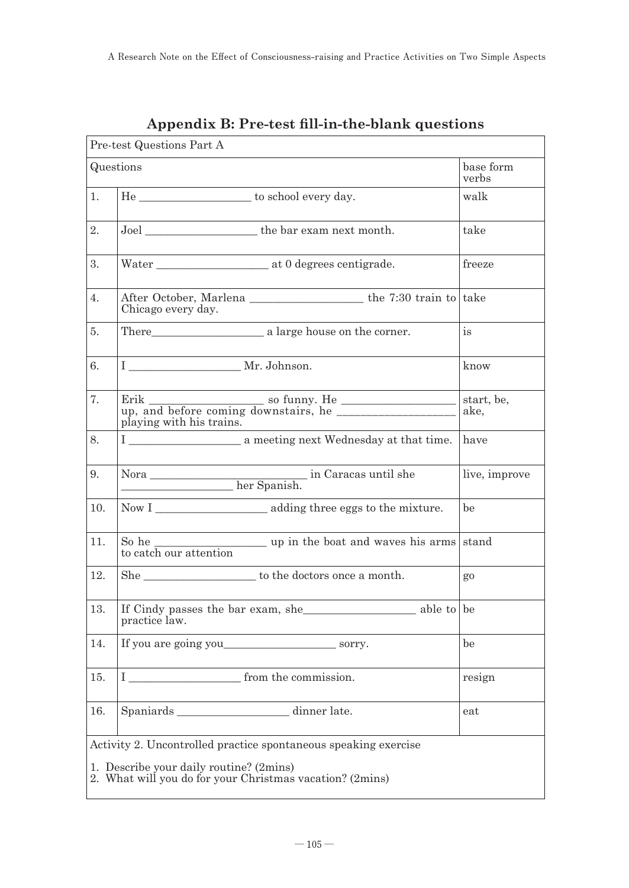## Appendix B: Pre-test fill-in-the-blank questions

| Pre-test Questions Part A | | |
|---|---|---|
| Questions | | base form verbs |
| 1. | He ___________________ to school every day. | walk |
| 2. | Joel ___________________ the bar exam next month. | take |
| 3. | Water ___________________ at 0 degrees centigrade. | freeze |
| 4. | After October, Marlena ___________________ the 7:30 train to Chicago every day. | take |
| 5. | There___________________ a large house on the corner. | is |
| 6. | I ___________________ Mr. Johnson. | know |
| 7. | Erik ___________________ so funny. He ___________________ up, and before coming downstairs, he ___________________ playing with his trains. | start, be, ake, |
| 8. | I ___________________ a meeting next Wednesday at that time. | have |
| 9. | Nora __________________________ in Caracas until she ___________________ her Spanish. | live, improve |
| 10. | Now I ___________________ adding three eggs to the mixture. | be |
| 11. | So he ___________________ up in the boat and waves his arms to catch our attention | stand |
| 12. | She ___________________ to the doctors once a month. | go |
| 13. | If Cindy passes the bar exam, she___________________ able to practice law. | be |
| 14. | If you are going you___________________ sorry. | be |
| 15. | I ___________________ from the commission. | resign |
| 16. | Spaniards ___________________ dinner late. | eat |
| Activity 2. Uncontrolled practice spontaneous speaking exercise<br><br>1. Describe your daily routine? (2mins)<br>2. What will you do for your Christmas vacation? (2mins) | | |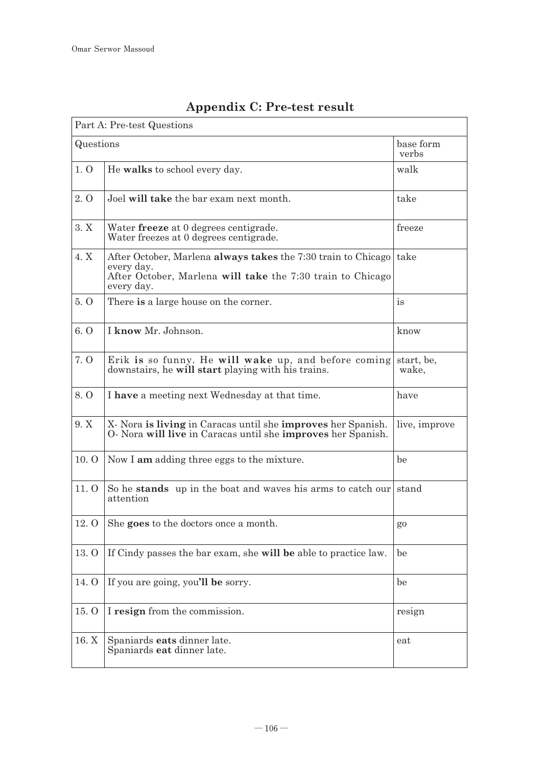## Appendix C: Pre-test result

| Part A: Pre-test Questions | | |
|---|---|---|
| Questions | | base form verbs |
| 1. O | He **walks** to school every day. | walk |
| 2. O | Joel **will take** the bar exam next month. | take |
| 3. X | Water **freeze** at 0 degrees centigrade.<br>Water freezes at 0 degrees centigrade. | freeze |
| 4. X | After October, Marlena **always takes** the 7:30 train to Chicago every day.<br>After October, Marlena **will take** the 7:30 train to Chicago every day. | take |
| 5. O | There **is** a large house on the corner. | is |
| 6. O | I **know** Mr. Johnson. | know |
| 7. O | Erik **is** so funny. He **will wake** up, and before coming downstairs, he **will start** playing with his trains. | start, be, wake, |
| 8. O | I **have** a meeting next Wednesday at that time. | have |
| 9. X | X- Nora **is living** in Caracas until she **improves** her Spanish.<br>O- Nora **will live** in Caracas until she **improves** her Spanish. | live, improve |
| 10. O | Now I **am** adding three eggs to the mixture. | be |
| 11. O | So he **stands** up in the boat and waves his arms to catch our attention | stand |
| 12. O | She **goes** to the doctors once a month. | go |
| 13. O | If Cindy passes the bar exam, she **will be** able to practice law. | be |
| 14. O | If you are going, you**'ll be** sorry. | be |
| 15. O | I **resign** from the commission. | resign |
| 16. X | Spaniards **eats** dinner late.<br>Spaniards **eat** dinner late. | eat |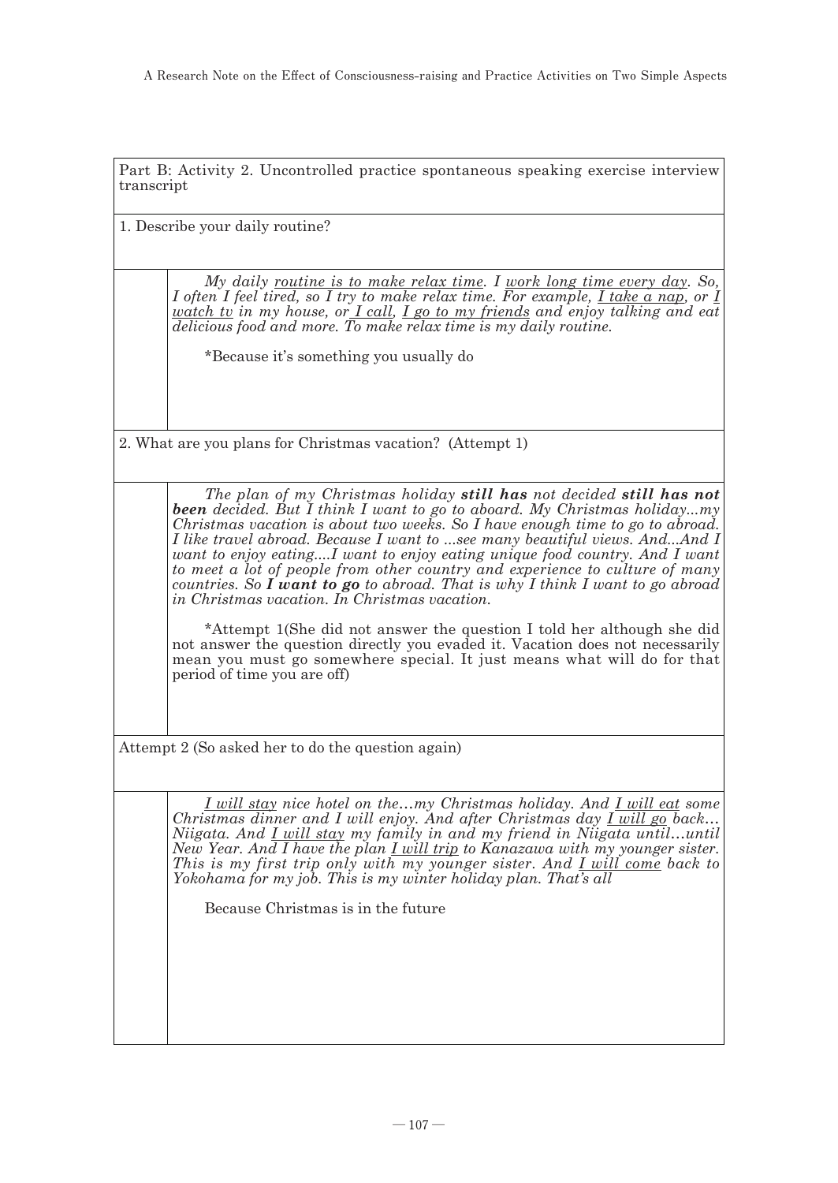| Part B: Activity 2. Uncontrolled practice spontaneous speaking exercise interview transcript | |
|---|---|
| 1. Describe your daily routine? | |
| | *My daily <u>routine is to make relax time</u>. I <u>work long time every day</u>. So, I often I feel tired, so I try to make relax time. For example, <u>I take a nap</u>, or <u>I watch tv</u> in my house, or <u>I call</u>, <u>I go to my friends</u> and enjoy talking and eat delicious food and more. To make relax time is my daily routine.*<br><br>*Because it's something you usually do |
| 2. What are you plans for Christmas vacation? (Attempt 1) | |
| | *The plan of my Christmas holiday **still has** not decided **still has not been** decided. But I think I want to go to aboard. My Christmas holiday...my Christmas vacation is about two weeks. So I have enough time to go to abroad. I like travel abroad. Because I want to ...see many beautiful views. And...And I want to enjoy eating....I want to enjoy eating unique food country. And I want to meet a lot of people from other country and experience to culture of many countries. So **I want to go** to abroad. That is why I think I want to go abroad in Christmas vacation. In Christmas vacation.*<br><br>*Attempt 1(She did not answer the question I told her although she did not answer the question directly you evaded it. Vacation does not necessarily mean you must go somewhere special. It just means what will do for that period of time you are off) |
| Attempt 2 (So asked her to do the question again) | |
| | *<u>I will stay</u> nice hotel on the…my Christmas holiday. And <u>I will eat</u> some Christmas dinner and I will enjoy. And after Christmas day <u>I will go</u> back… Niigata. And <u>I will stay</u> my family in and my friend in Niigata until…until New Year. And I have the plan <u>I will trip</u> to Kanazawa with my younger sister. This is my first trip only with my younger sister. And <u>I will come</u> back to Yokohama for my job. This is my winter holiday plan. That's all*<br><br>Because Christmas is in the future |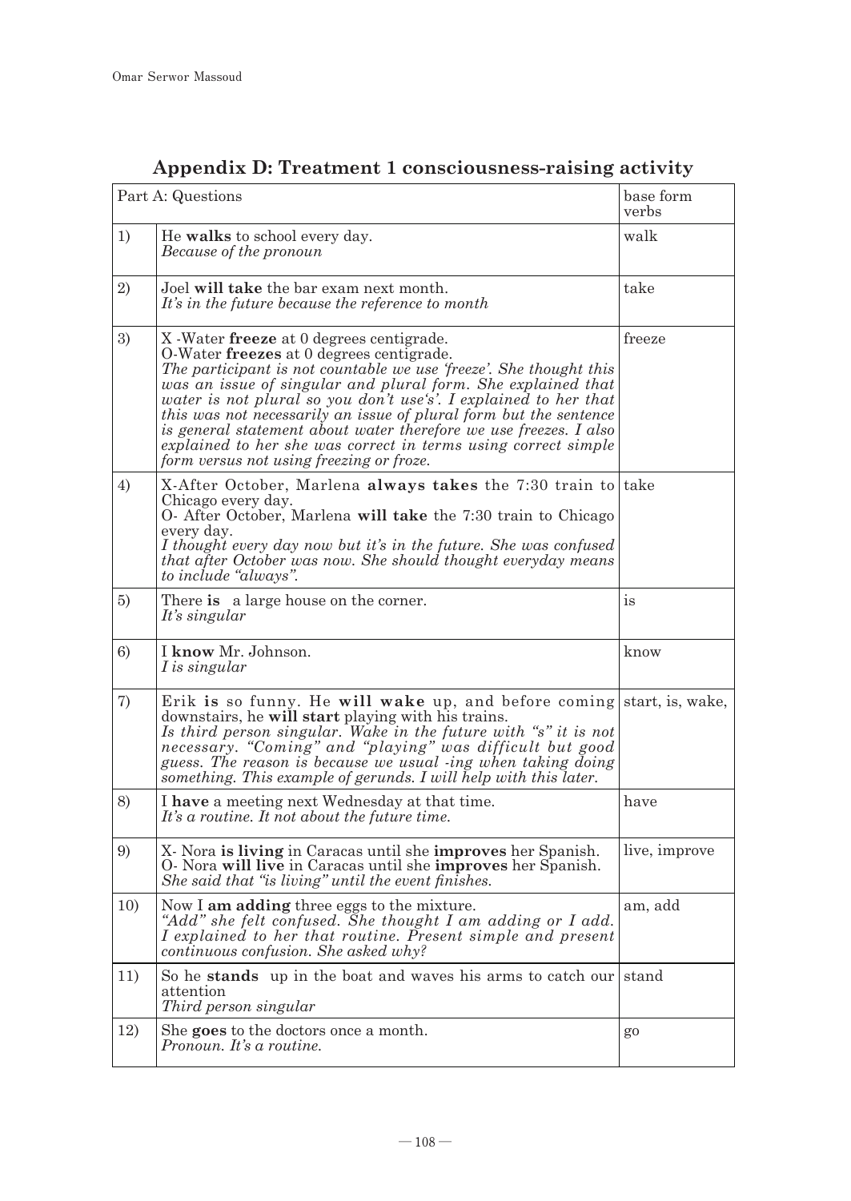## Appendix D: Treatment 1 consciousness-raising activity

| Part A: Questions | | base form verbs |
|---|---|---|
| 1) | He **walks** to school every day.<br>*Because of the pronoun* | walk |
| 2) | Joel **will take** the bar exam next month.<br>*It's in the future because the reference to month* | take |
| 3) | X -Water **freeze** at 0 degrees centigrade.<br>O-Water **freezes** at 0 degrees centigrade.<br>*The participant is not countable we use 'freeze'. She thought this was an issue of singular and plural form. She explained that water is not plural so you don't use's'. I explained to her that this was not necessarily an issue of plural form but the sentence is general statement about water therefore we use freezes. I also explained to her she was correct in terms using correct simple form versus not using freezing or froze.* | freeze |
| 4) | X-After October, Marlena **always takes** the 7:30 train to Chicago every day.<br>O- After October, Marlena **will take** the 7:30 train to Chicago every day.<br>*I thought every day now but it's in the future. She was confused that after October was now. She should thought everyday means to include "always".* | take |
| 5) | There **is** a large house on the corner.<br>*It's singular* | is |
| 6) | I **know** Mr. Johnson.<br>*I is singular* | know |
| 7) | Erik **is** so funny. He **will wake** up, and before coming downstairs, he **will start** playing with his trains.<br>*Is third person singular. Wake in the future with "s" it is not necessary. "Coming" and "playing" was difficult but good guess. The reason is because we usual -ing when taking doing something. This example of gerunds. I will help with this later.* | start, is, wake, |
| 8) | I **have** a meeting next Wednesday at that time.<br>*It's a routine. It not about the future time.* | have |
| 9) | X- Nora **is living** in Caracas until she **improves** her Spanish.<br>O- Nora **will live** in Caracas until she **improves** her Spanish.<br>*She said that "is living" until the event finishes.* | live, improve |
| 10) | Now I **am adding** three eggs to the mixture.<br>*"Add" she felt confused. She thought I am adding or I add. I explained to her that routine. Present simple and present continuous confusion. She asked why?* | am, add |
| 11) | So he **stands** up in the boat and waves his arms to catch our attention<br>*Third person singular* | stand |
| 12) | She **goes** to the doctors once a month.<br>*Pronoun. It's a routine.* | go |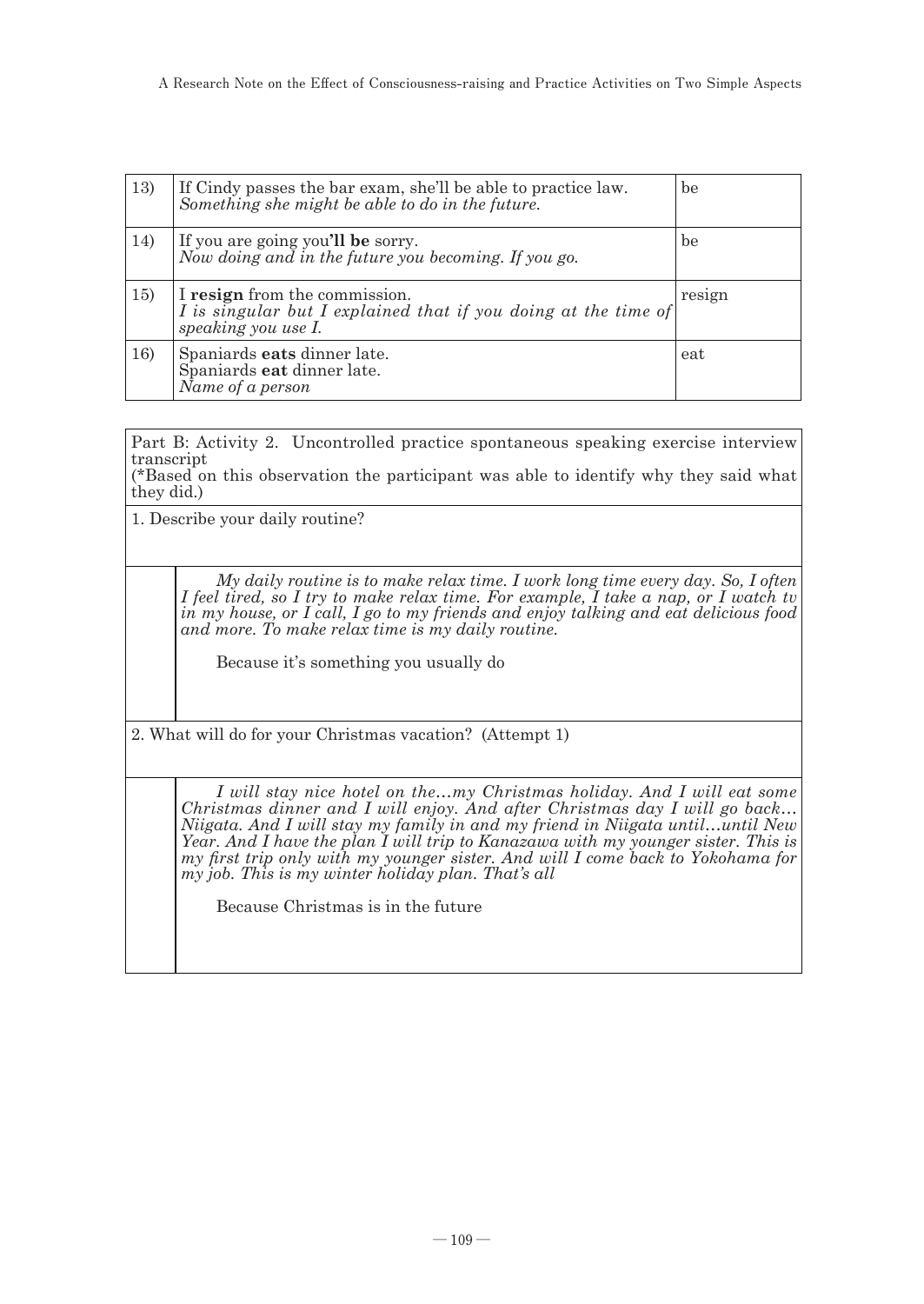| | | |
|---|---|---|
| 13) | If Cindy passes the bar exam, she'll be able to practice law.<br>*Something she might be able to do in the future.* | be |
| 14) | If you are going you**'ll be** sorry.<br>*Now doing and in the future you becoming. If you go.* | be |
| 15) | I **resign** from the commission.<br>*I is singular but I explained that if you doing at the time of speaking you use I.* | resign |
| 16) | Spaniards **eats** dinner late.<br>Spaniards **eat** dinner late.<br>*Name of a person* | eat |

Part B: Activity 2. Uncontrolled practice spontaneous speaking exercise interview transcript
(*Based on this observation the participant was able to identify why they said what they did.)

1. Describe your daily routine?

*My daily routine is to make relax time. I work long time every day. So, I often I feel tired, so I try to make relax time. For example, I take a nap, or I watch tv in my house, or I call, I go to my friends and enjoy talking and eat delicious food and more. To make relax time is my daily routine.*

Because it's something you usually do

2. What will do for your Christmas vacation? (Attempt 1)

*I will stay nice hotel on the…my Christmas holiday. And I will eat some Christmas dinner and I will enjoy. And after Christmas day I will go back… Niigata. And I will stay my family in and my friend in Niigata until…until New Year. And I have the plan I will trip to Kanazawa with my younger sister. This is my first trip only with my younger sister. And will I come back to Yokohama for my job. This is my winter holiday plan. That's all*

Because Christmas is in the future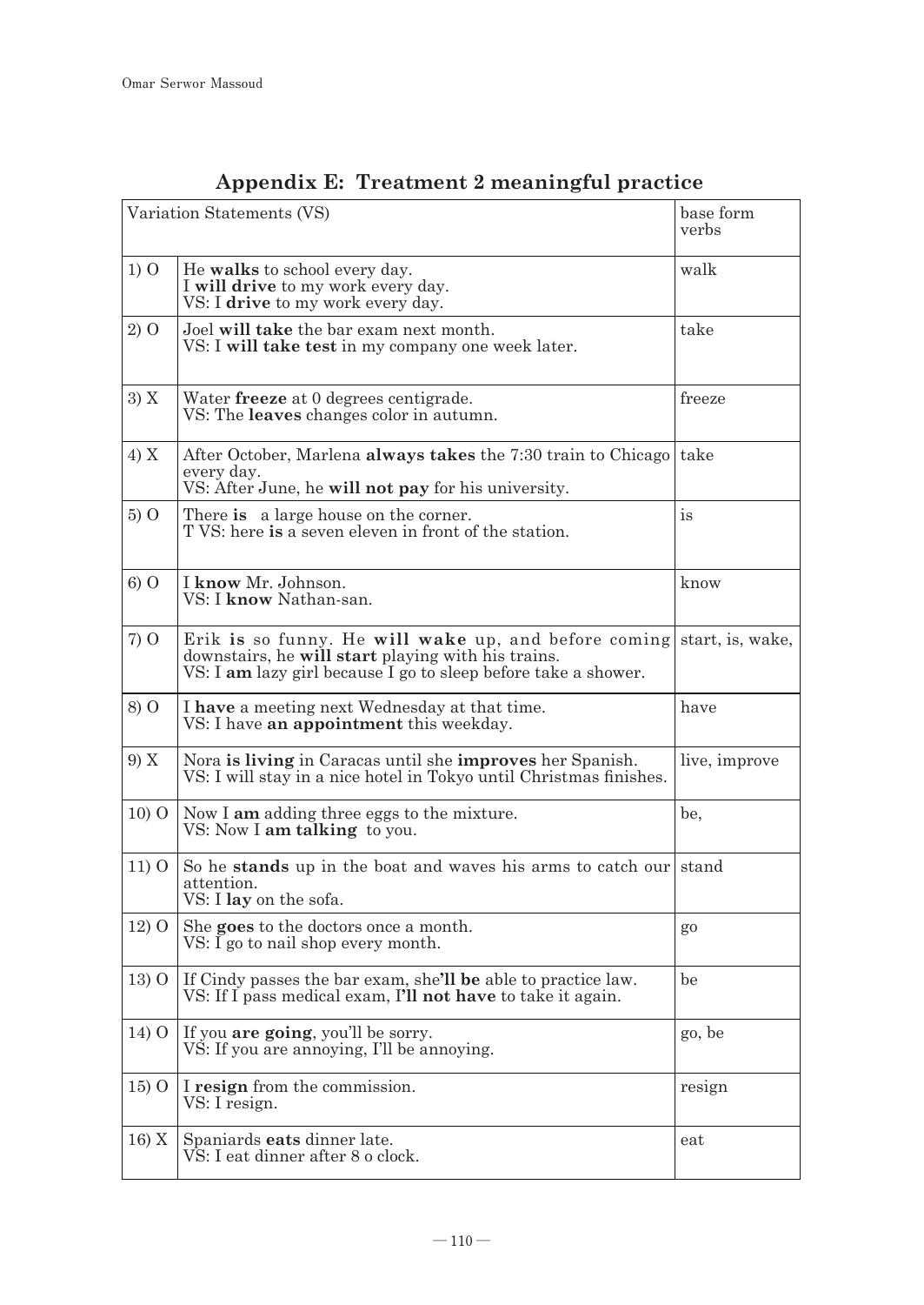## Appendix E: Treatment 2 meaningful practice

| Variation Statements (VS) | | base form verbs |
|---|---|---|
| 1) O | He **walks** to school every day.<br>I **will drive** to my work every day.<br>VS: I **drive** to my work every day. | walk |
| 2) O | Joel **will take** the bar exam next month.<br>VS: I **will take test** in my company one week later. | take |
| 3) X | Water **freeze** at 0 degrees centigrade.<br>VS: The **leaves** changes color in autumn. | freeze |
| 4) X | After October, Marlena **always takes** the 7:30 train to Chicago every day.<br>VS: After June, he **will not pay** for his university. | take |
| 5) O | There **is** a large house on the corner.<br>T VS: here **is** a seven eleven in front of the station. | is |
| 6) O | I **know** Mr. Johnson.<br>VS: I **know** Nathan-san. | know |
| 7) O | Erik **is** so funny. He **will wake** up, and before coming downstairs, he **will start** playing with his trains.<br>VS: I **am** lazy girl because I go to sleep before take a shower. | start, is, wake, |
| 8) O | I **have** a meeting next Wednesday at that time.<br>VS: I have **an appointment** this weekday. | have |
| 9) X | Nora **is living** in Caracas until she **improves** her Spanish.<br>VS: I will stay in a nice hotel in Tokyo until Christmas finishes. | live, improve |
| 10) O | Now I **am** adding three eggs to the mixture.<br>VS: Now I **am talking** to you. | be, |
| 11) O | So he **stands** up in the boat and waves his arms to catch our attention.<br>VS: I **lay** on the sofa. | stand |
| 12) O | She **goes** to the doctors once a month.<br>VS: I go to nail shop every month. | go |
| 13) O | If Cindy passes the bar exam, she**'ll be** able to practice law.<br>VS: If I pass medical exam, **I'll not have** to take it again. | be |
| 14) O | If you **are going**, you'll be sorry.<br>VS: If you are annoying, I'll be annoying. | go, be |
| 15) O | I **resign** from the commission.<br>VS: I resign. | resign |
| 16) X | Spaniards **eats** dinner late.<br>VS: I eat dinner after 8 o clock. | eat |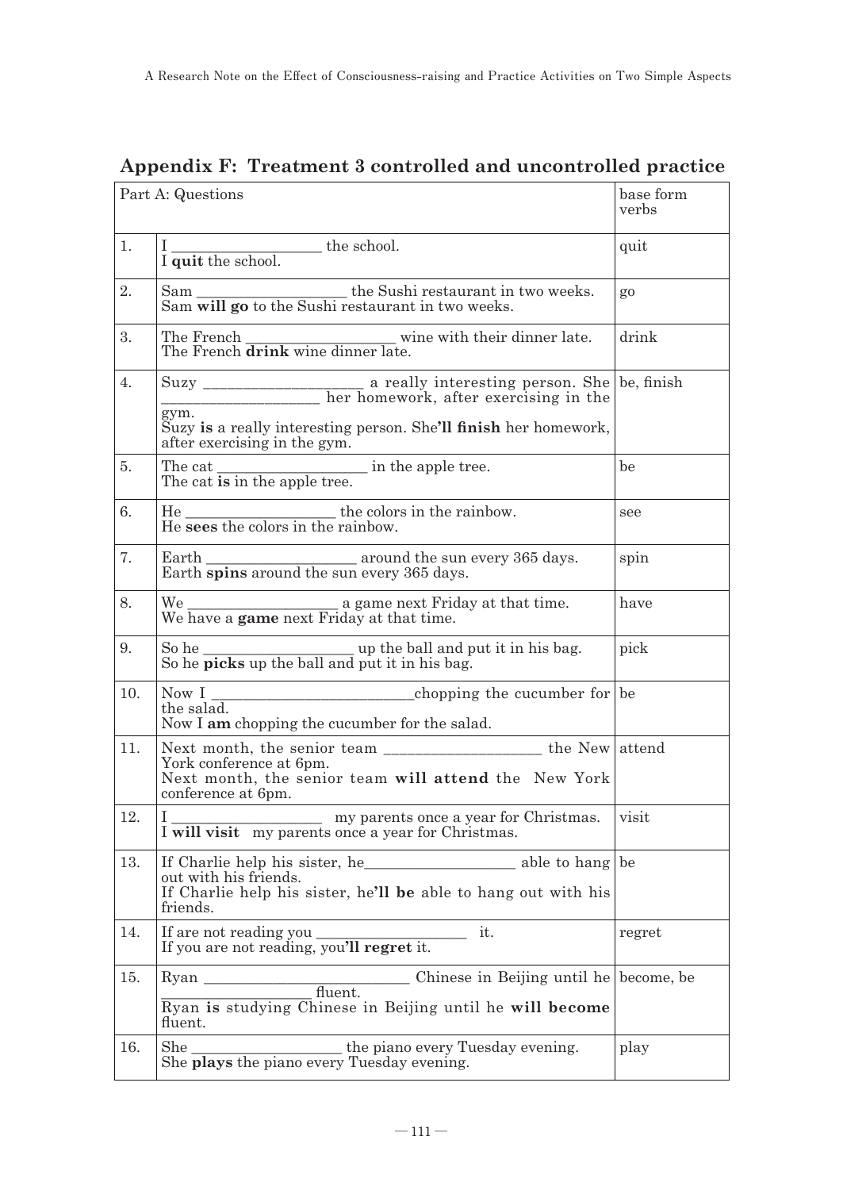## Appendix F: Treatment 3 controlled and uncontrolled practice

| Part A: Questions | | base form verbs |
|---|---|---|
| 1. | I ___________________ the school.<br>I **quit** the school. | quit |
| 2. | Sam ___________________ the Sushi restaurant in two weeks.<br>Sam **will go** to the Sushi restaurant in two weeks. | go |
| 3. | The French ___________________ wine with their dinner late.<br>The French **drink** wine dinner late. | drink |
| 4. | Suzy ___________________ a really interesting person. She ___________________ her homework, after exercising in the gym.<br>Suzy **is** a really interesting person. She**'ll finish** her homework, after exercising in the gym. | be, finish |
| 5. | The cat ___________________ in the apple tree.<br>The cat **is** in the apple tree. | be |
| 6. | He ___________________ the colors in the rainbow.<br>He **sees** the colors in the rainbow. | see |
| 7. | Earth ___________________ around the sun every 365 days.<br>Earth **spins** around the sun every 365 days. | spin |
| 8. | We ___________________ a game next Friday at that time.<br>We have a **game** next Friday at that time. | have |
| 9. | So he ___________________ up the ball and put it in his bag.<br>So he **picks** up the ball and put it in his bag. | pick |
| 10. | Now I _________________________chopping the cucumber for the salad.<br>Now I **am** chopping the cucumber for the salad. | be |
| 11. | Next month, the senior team ___________________ the New York conference at 6pm.<br>Next month, the senior team **will attend** the New York conference at 6pm. | attend |
| 12. | I ___________________ my parents once a year for Christmas.<br>I **will visit** my parents once a year for Christmas. | visit |
| 13. | If Charlie help his sister, he___________________ able to hang out with his friends.<br>If Charlie help his sister, he**'ll be** able to hang out with his friends. | be |
| 14. | If are not reading you ___________________ it.<br>If you are not reading, you**'ll regret** it. | regret |
| 15. | Ryan _________________________ Chinese in Beijing until he ___________________ fluent.<br>Ryan **is** studying Chinese in Beijing until he **will become** fluent. | become, be |
| 16. | She ___________________ the piano every Tuesday evening.<br>She **plays** the piano every Tuesday evening. | play |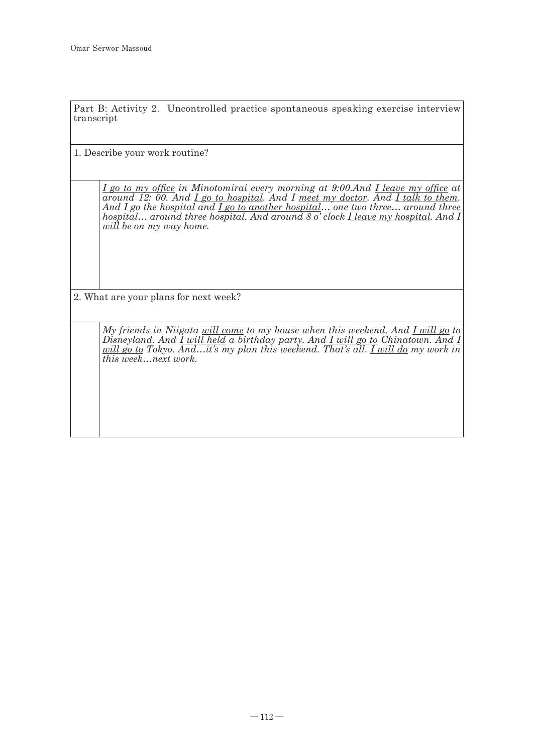| Part B: Activity 2. Uncontrolled practice spontaneous speaking exercise interview transcript | |
|---|---|
| 1. Describe your work routine? | |
| | *<u>I go to my office</u> in Minotomirai every morning at 9:00.And <u>I leave my office</u> at around 12: 00. And <u>I go to hospital</u>. And I <u>meet my doctor</u>. And <u>I talk to them</u>. And I go the hospital and <u>I go to another hospital</u>… one two three… around three hospital… around three hospital. And around 8 o' clock <u>I leave my hospital</u>. And I will be on my way home.* |
| 2. What are your plans for next week? | |
| | *My friends in Niigata <u>will come</u> to my house when this weekend. And <u>I will go</u> to Disneyland. And <u>I will held</u> a birthday party. And <u>I will go to</u> Chinatown. And <u>I will go to</u> Tokyo. And…it's my plan this weekend. That's all. <u>I will do</u> my work in this week…next work.* |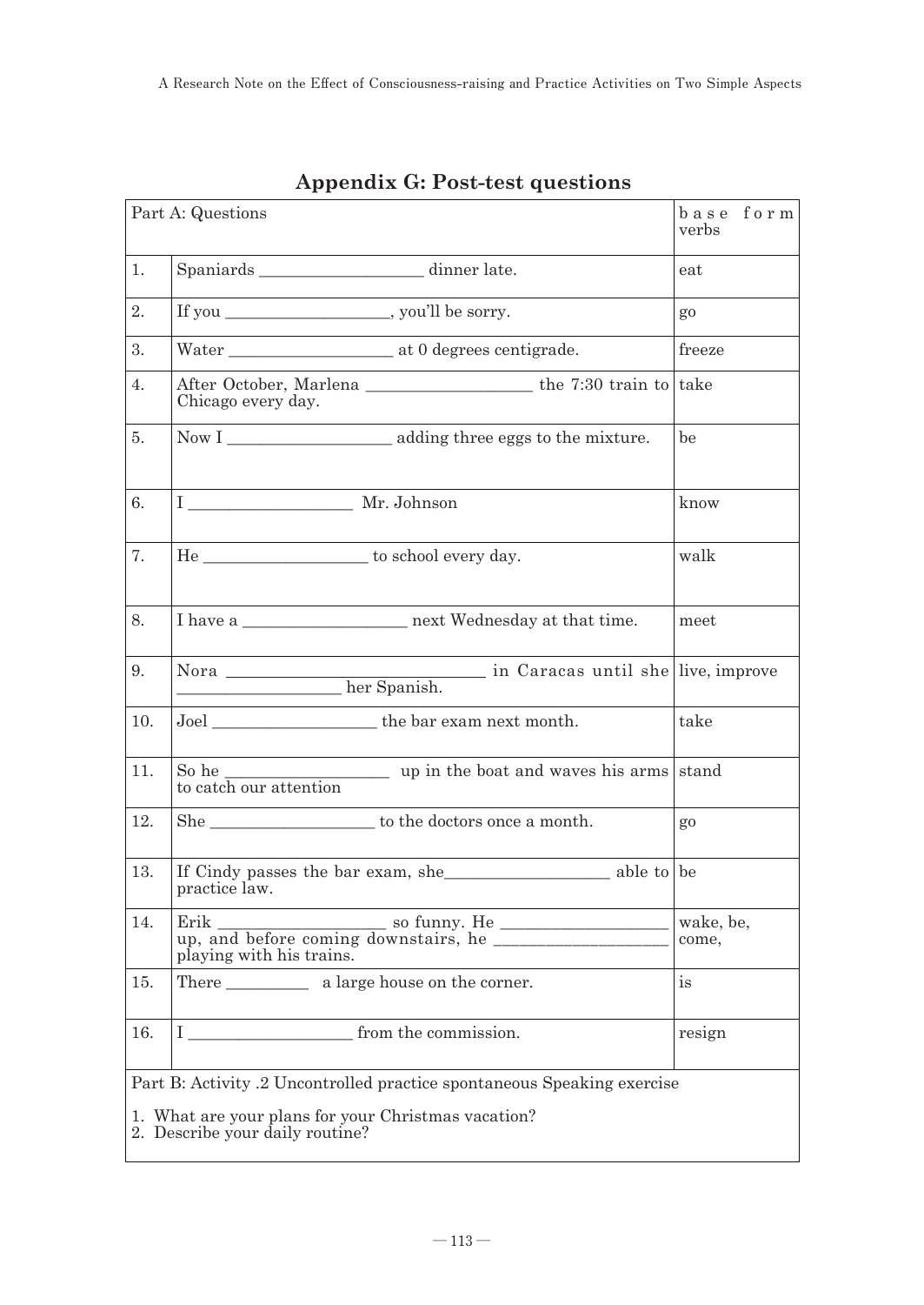## Appendix G: Post-test questions

| Part A: Questions | | base form verbs |
|---|---|---|
| 1. | Spaniards ___________________ dinner late. | eat |
| 2. | If you ___________________, you'll be sorry. | go |
| 3. | Water ___________________ at 0 degrees centigrade. | freeze |
| 4. | After October, Marlena ___________________ the 7:30 train to Chicago every day. | take |
| 5. | Now I ___________________ adding three eggs to the mixture. | be |
| 6. | I ___________________ Mr. Johnson | know |
| 7. | He ___________________ to school every day. | walk |
| 8. | I have a ___________________ next Wednesday at that time. | meet |
| 9. | Nora ___________________________ in Caracas until she ___________________ her Spanish. | live, improve |
| 10. | Joel ___________________ the bar exam next month. | take |
| 11. | So he ___________________ up in the boat and waves his arms to catch our attention | stand |
| 12. | She ___________________ to the doctors once a month. | go |
| 13. | If Cindy passes the bar exam, she___________________ able to practice law. | be |
| 14. | Erik ___________________ so funny. He ___________________ up, and before coming downstairs, he ___________________ playing with his trains. | wake, be, come, |
| 15. | There _________ a large house on the corner. | is |
| 16. | I ___________________ from the commission. | resign |

Part B: Activity .2 Uncontrolled practice spontaneous Speaking exercise

1. What are your plans for your Christmas vacation?
2. Describe your daily routine?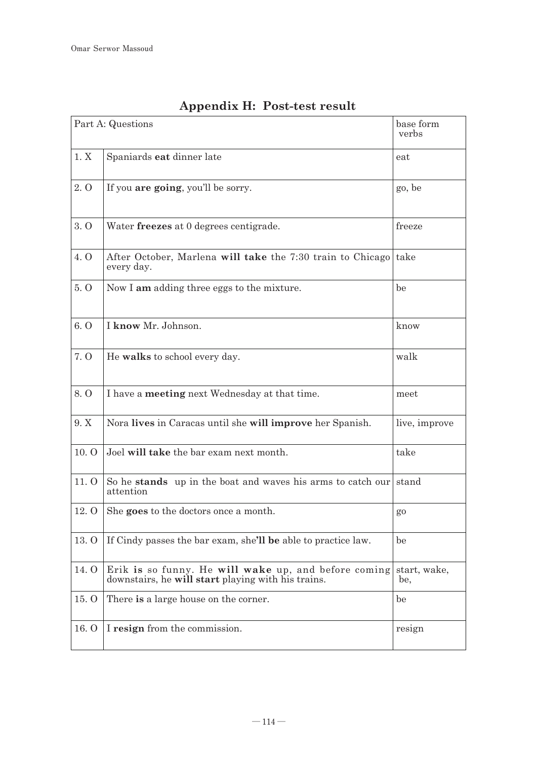## Appendix H: Post-test result

| Part A: Questions | | base form verbs |
|---|---|---|
| 1. X | Spaniards **eat** dinner late | eat |
| 2. O | If you **are going**, you'll be sorry. | go, be |
| 3. O | Water **freezes** at 0 degrees centigrade. | freeze |
| 4. O | After October, Marlena **will take** the 7:30 train to Chicago every day. | take |
| 5. O | Now I **am** adding three eggs to the mixture. | be |
| 6. O | I **know** Mr. Johnson. | know |
| 7. O | He **walks** to school every day. | walk |
| 8. O | I have a **meeting** next Wednesday at that time. | meet |
| 9. X | Nora **lives** in Caracas until she **will improve** her Spanish. | live, improve |
| 10. O | Joel **will take** the bar exam next month. | take |
| 11. O | So he **stands** up in the boat and waves his arms to catch our attention | stand |
| 12. O | She **goes** to the doctors once a month. | go |
| 13. O | If Cindy passes the bar exam, she**'ll be** able to practice law. | be |
| 14. O | Erik **is** so funny. He **will wake** up, and before coming downstairs, he **will start** playing with his trains. | start, wake, be, |
| 15. O | There **is** a large house on the corner. | be |
| 16. O | I **resign** from the commission. | resign |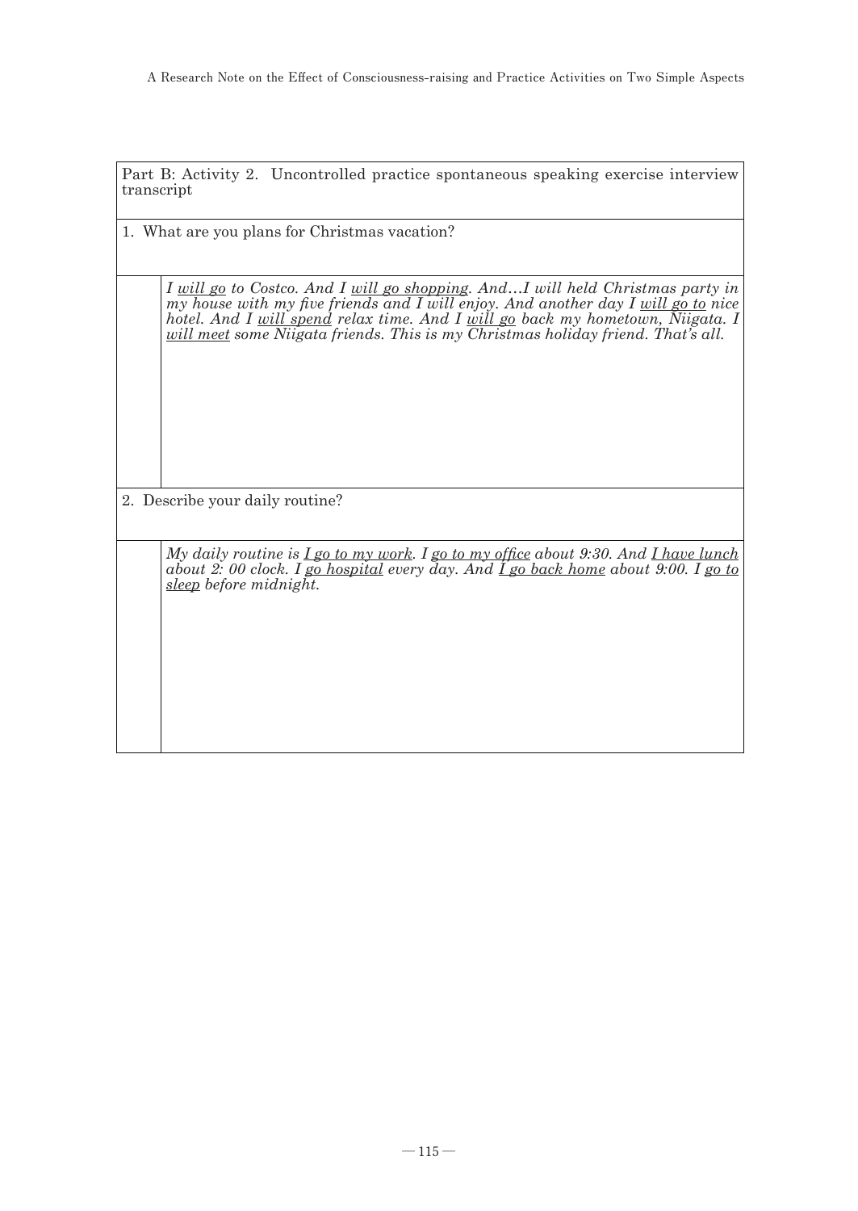| Part B: Activity 2. Uncontrolled practice spontaneous speaking exercise interview transcript | |
|---|---|
| 1. What are you plans for Christmas vacation? | |
| | *I <u>will go</u> to Costco. And I <u>will go shopping</u>. And…I will held Christmas party in my house with my five friends and I will enjoy. And another day I <u>will go to</u> nice hotel. And I <u>will spend</u> relax time. And I <u>will go</u> back my hometown, Niigata. I <u>will meet</u> some Niigata friends. This is my Christmas holiday friend. That's all.* |
| 2. Describe your daily routine? | |
| | *My daily routine is <u>I go to my work</u>. I <u>go to my office</u> about 9:30. And <u>I have lunch</u> about 2: 00 clock. I <u>go hospital</u> every day. And <u>I go back home</u> about 9:00. I <u>go to sleep</u> before midnight.* |